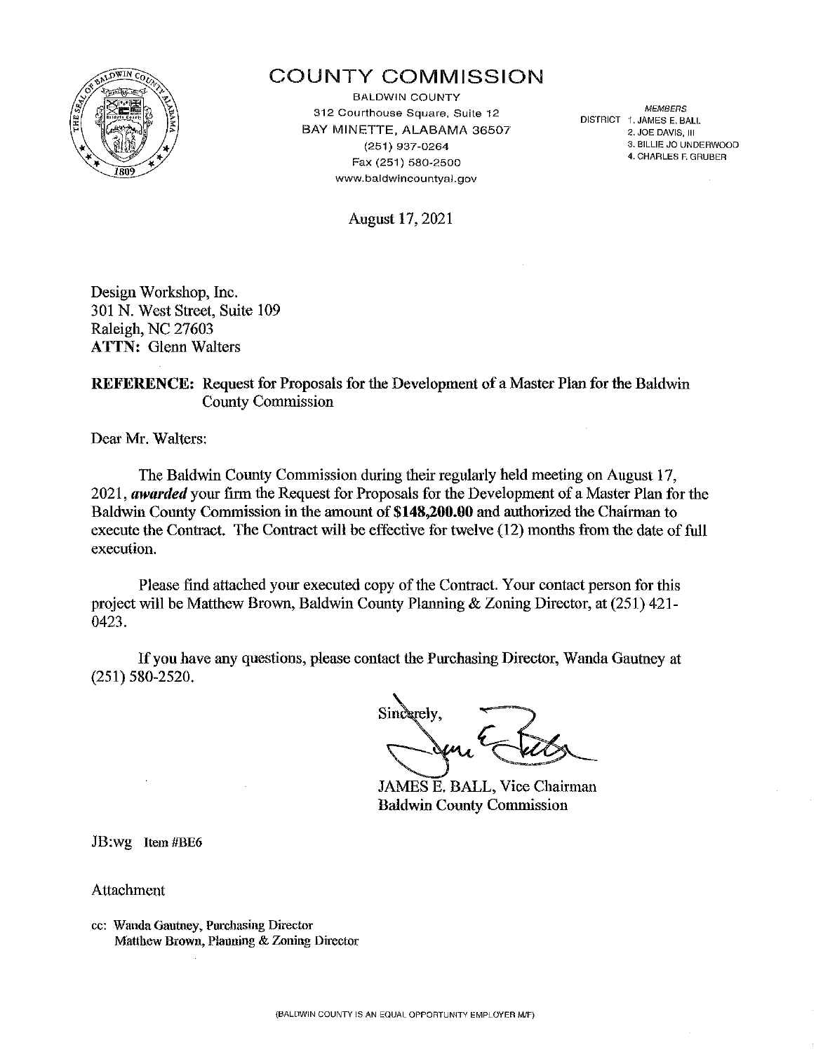# COUNTY COMMISSION

BALDWIN COUNTY
312 Courthouse Square, Suite 12
BAY MINETTE, ALABAMA 36507
(251) 937-0264
Fax (251) 580-2500
www.baldwincountyal.gov

*MEMBERS*
DISTRICT 1. JAMES E. BALL
2. JOE DAVIS, III
3. BILLIE JO UNDERWOOD
4. CHARLES F. GRUBER

August 17, 2021

Design Workshop, Inc.
301 N. West Street, Suite 109
Raleigh, NC 27603
**ATTN:** Glenn Walters

**REFERENCE:** Request for Proposals for the Development of a Master Plan for the Baldwin County Commission

Dear Mr. Walters:

The Baldwin County Commission during their regularly held meeting on August 17, 2021, ***awarded*** your firm the Request for Proposals for the Development of a Master Plan for the Baldwin County Commission in the amount of **$148,200.00** and authorized the Chairman to execute the Contract. The Contract will be effective for twelve (12) months from the date of full execution.

Please find attached your executed copy of the Contract. Your contact person for this project will be Matthew Brown, Baldwin County Planning & Zoning Director, at (251) 421-0423.

If you have any questions, please contact the Purchasing Director, Wanda Gautney at (251) 580-2520.

Sincerely,

JAMES E. BALL, Vice Chairman
Baldwin County Commission

JB:wg Item #BE6

Attachment

cc: Wanda Gautney, Purchasing Director
Matthew Brown, Planning & Zoning Director

(BALDWIN COUNTY IS AN EQUAL OPPORTUNITY EMPLOYER M/F)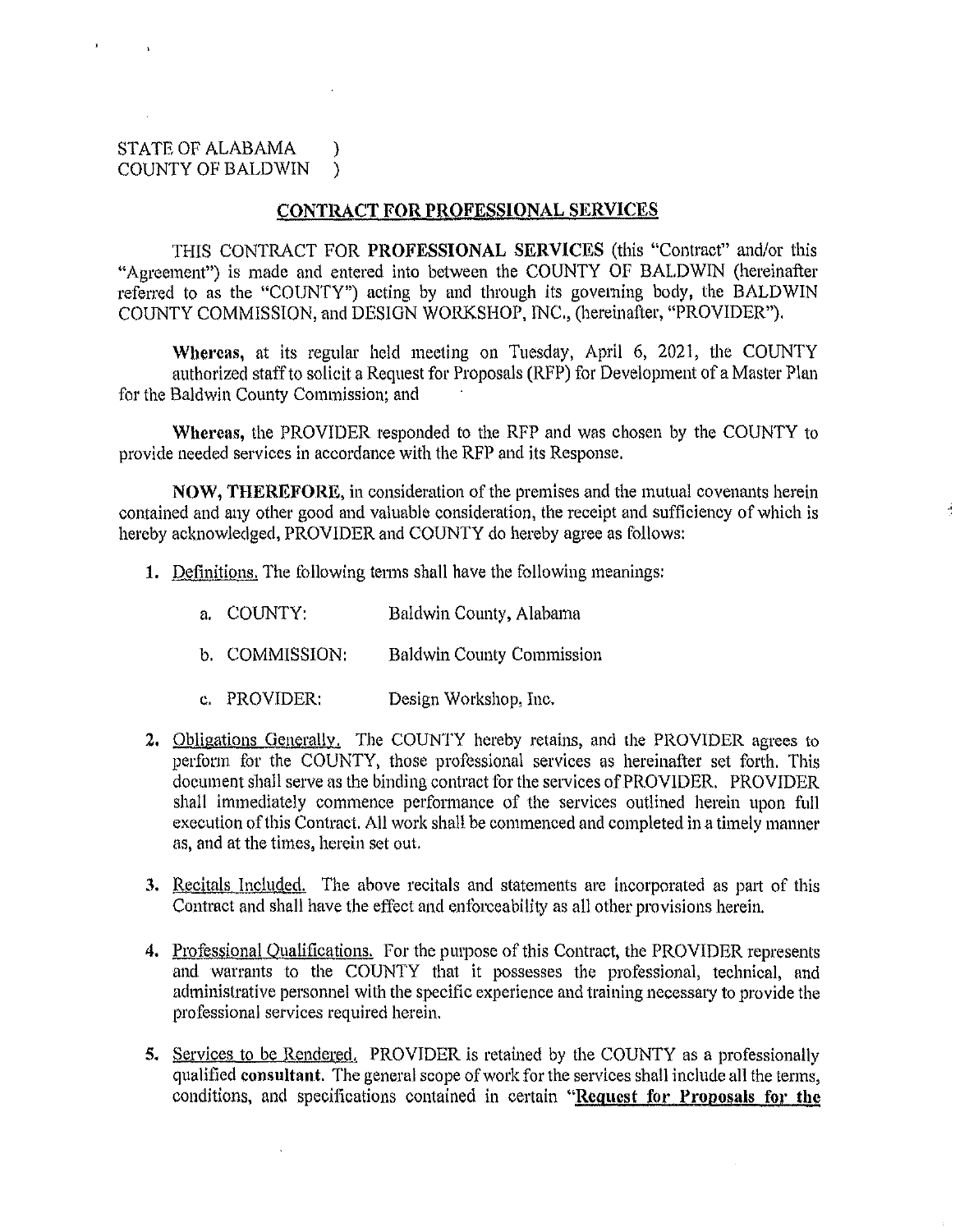STATE OF ALABAMA )
COUNTY OF BALDWIN )

## CONTRACT FOR PROFESSIONAL SERVICES

THIS CONTRACT FOR **PROFESSIONAL SERVICES** (this "Contract" and/or this "Agreement") is made and entered into between the COUNTY OF BALDWIN (hereinafter referred to as the "COUNTY") acting by and through its governing body, the BALDWIN COUNTY COMMISSION, and DESIGN WORKSHOP, INC., (hereinafter, "PROVIDER").

**Whereas,** at its regular held meeting on Tuesday, April 6, 2021, the COUNTY authorized staff to solicit a Request for Proposals (RFP) for Development of a Master Plan for the Baldwin County Commission; and

**Whereas,** the PROVIDER responded to the RFP and was chosen by the COUNTY to provide needed services in accordance with the RFP and its Response.

**NOW, THEREFORE,** in consideration of the premises and the mutual covenants herein contained and any other good and valuable consideration, the receipt and sufficiency of which is hereby acknowledged, PROVIDER and COUNTY do hereby agree as follows:

1. Definitions. The following terms shall have the following meanings:

   a. COUNTY: Baldwin County, Alabama

   b. COMMISSION: Baldwin County Commission

   c. PROVIDER: Design Workshop, Inc.

2. Obligations Generally. The COUNTY hereby retains, and the PROVIDER agrees to perform for the COUNTY, those professional services as hereinafter set forth. This document shall serve as the binding contract for the services of PROVIDER. PROVIDER shall immediately commence performance of the services outlined herein upon full execution of this Contract. All work shall be commenced and completed in a timely manner as, and at the times, herein set out.

3. Recitals Included. The above recitals and statements are incorporated as part of this Contract and shall have the effect and enforceability as all other provisions herein.

4. Professional Qualifications. For the purpose of this Contract, the PROVIDER represents and warrants to the COUNTY that it possesses the professional, technical, and administrative personnel with the specific experience and training necessary to provide the professional services required herein.

5. Services to be Rendered. PROVIDER is retained by the COUNTY as a professionally qualified **consultant**. The general scope of work for the services shall include all the terms, conditions, and specifications contained in certain "**Request for Proposals for the**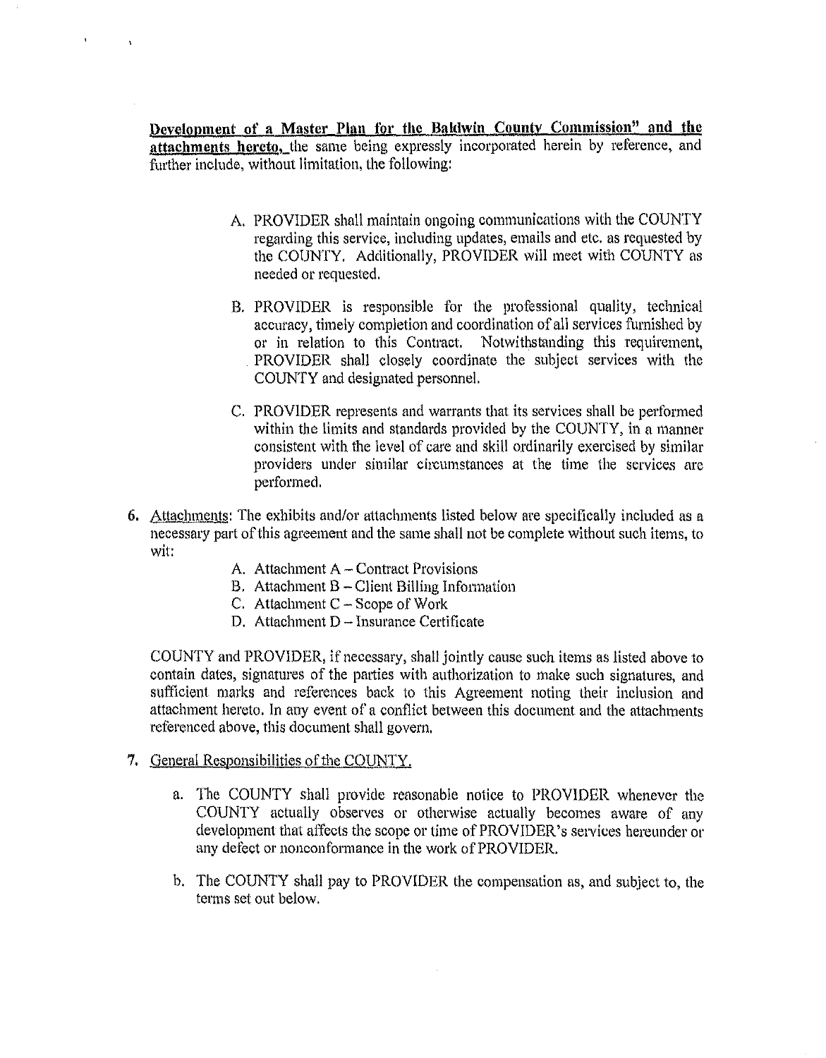**Development of a Master Plan for the Baldwin County Commission" and the attachments hereto,** the same being expressly incorporated herein by reference, and further include, without limitation, the following:

A. PROVIDER shall maintain ongoing communications with the COUNTY regarding this service, including updates, emails and etc. as requested by the COUNTY. Additionally, PROVIDER will meet with COUNTY as needed or requested.

B. PROVIDER is responsible for the professional quality, technical accuracy, timely completion and coordination of all services furnished by or in relation to this Contract. Notwithstanding this requirement, PROVIDER shall closely coordinate the subject services with the COUNTY and designated personnel.

C. PROVIDER represents and warrants that its services shall be performed within the limits and standards provided by the COUNTY, in a manner consistent with the level of care and skill ordinarily exercised by similar providers under similar circumstances at the time the services are performed.

6. Attachments: The exhibits and/or attachments listed below are specifically included as a necessary part of this agreement and the same shall not be complete without such items, to wit:

   A. Attachment A – Contract Provisions
   B. Attachment B – Client Billing Information
   C. Attachment C – Scope of Work
   D. Attachment D – Insurance Certificate

   COUNTY and PROVIDER, if necessary, shall jointly cause such items as listed above to contain dates, signatures of the parties with authorization to make such signatures, and sufficient marks and references back to this Agreement noting their inclusion and attachment hereto. In any event of a conflict between this document and the attachments referenced above, this document shall govern.

7. General Responsibilities of the COUNTY.

   a. The COUNTY shall provide reasonable notice to PROVIDER whenever the COUNTY actually observes or otherwise actually becomes aware of any development that affects the scope or time of PROVIDER's services hereunder or any defect or nonconformance in the work of PROVIDER.

   b. The COUNTY shall pay to PROVIDER the compensation as, and subject to, the terms set out below.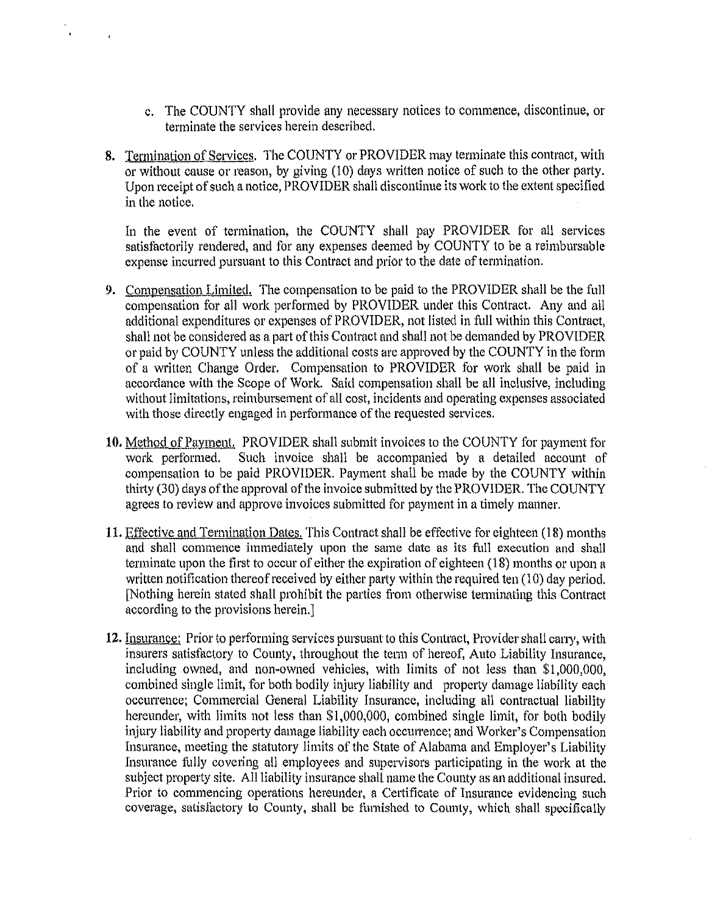c. The COUNTY shall provide any necessary notices to commence, discontinue, or terminate the services herein described.

8. Termination of Services. The COUNTY or PROVIDER may terminate this contract, with or without cause or reason, by giving (10) days written notice of such to the other party. Upon receipt of such a notice, PROVIDER shall discontinue its work to the extent specified in the notice.

   In the event of termination, the COUNTY shall pay PROVIDER for all services satisfactorily rendered, and for any expenses deemed by COUNTY to be a reimbursable expense incurred pursuant to this Contract and prior to the date of termination.

9. Compensation Limited. The compensation to be paid to the PROVIDER shall be the full compensation for all work performed by PROVIDER under this Contract. Any and all additional expenditures or expenses of PROVIDER, not listed in full within this Contract, shall not be considered as a part of this Contract and shall not be demanded by PROVIDER or paid by COUNTY unless the additional costs are approved by the COUNTY in the form of a written Change Order. Compensation to PROVIDER for work shall be paid in accordance with the Scope of Work. Said compensation shall be all inclusive, including without limitations, reimbursement of all cost, incidents and operating expenses associated with those directly engaged in performance of the requested services.

10. Method of Payment. PROVIDER shall submit invoices to the COUNTY for payment for work performed. Such invoice shall be accompanied by a detailed account of compensation to be paid PROVIDER. Payment shall be made by the COUNTY within thirty (30) days of the approval of the invoice submitted by the PROVIDER. The COUNTY agrees to review and approve invoices submitted for payment in a timely manner.

11. Effective and Termination Dates. This Contract shall be effective for eighteen (18) months and shall commence immediately upon the same date as its full execution and shall terminate upon the first to occur of either the expiration of eighteen (18) months or upon a written notification thereof received by either party within the required ten (10) day period. [Nothing herein stated shall prohibit the parties from otherwise terminating this Contract according to the provisions herein.]

12. Insurance: Prior to performing services pursuant to this Contract, Provider shall carry, with insurers satisfactory to County, throughout the term of hereof, Auto Liability Insurance, including owned, and non-owned vehicles, with limits of not less than $1,000,000, combined single limit, for both bodily injury liability and property damage liability each occurrence; Commercial General Liability Insurance, including all contractual liability hereunder, with limits not less than $1,000,000, combined single limit, for both bodily injury liability and property damage liability each occurrence; and Worker's Compensation Insurance, meeting the statutory limits of the State of Alabama and Employer's Liability Insurance fully covering all employees and supervisors participating in the work at the subject property site. All liability insurance shall name the County as an additional insured. Prior to commencing operations hereunder, a Certificate of Insurance evidencing such coverage, satisfactory to County, shall be furnished to County, which shall specifically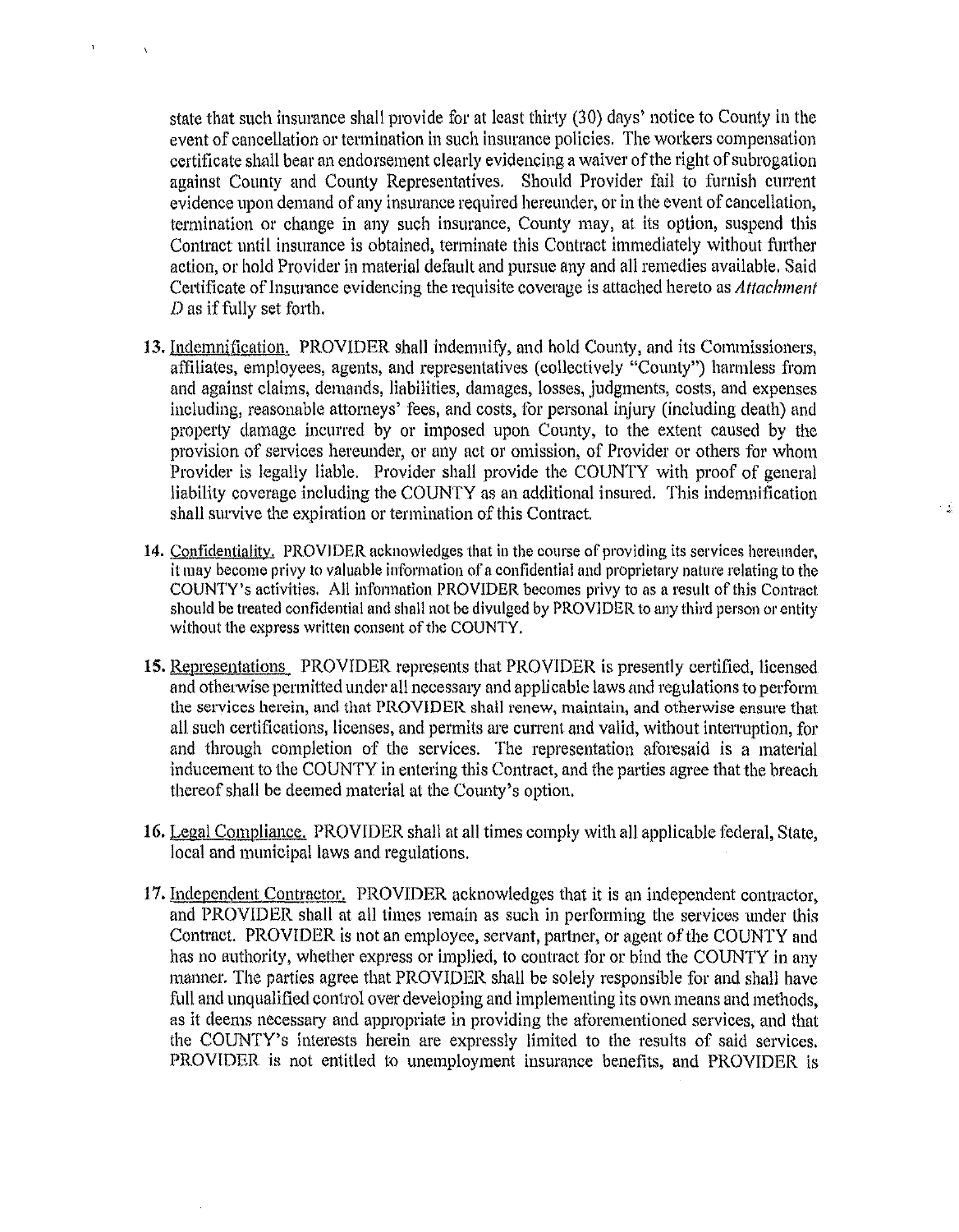state that such insurance shall provide for at least thirty (30) days' notice to County in the event of cancellation or termination in such insurance policies. The workers compensation certificate shall bear an endorsement clearly evidencing a waiver of the right of subrogation against County and County Representatives. Should Provider fail to furnish current evidence upon demand of any insurance required hereunder, or in the event of cancellation, termination or change in any such insurance, County may, at its option, suspend this Contract until insurance is obtained, terminate this Contract immediately without further action, or hold Provider in material default and pursue any and all remedies available. Said Certificate of Insurance evidencing the requisite coverage is attached hereto as *Attachment D* as if fully set forth.

13. Indemnification. PROVIDER shall indemnify, and hold County, and its Commissioners, affiliates, employees, agents, and representatives (collectively "County") harmless from and against claims, demands, liabilities, damages, losses, judgments, costs, and expenses including, reasonable attorneys' fees, and costs, for personal injury (including death) and property damage incurred by or imposed upon County, to the extent caused by the provision of services hereunder, or any act or omission, of Provider or others for whom Provider is legally liable. Provider shall provide the COUNTY with proof of general liability coverage including the COUNTY as an additional insured. This indemnification shall survive the expiration or termination of this Contract.

14. Confidentiality. PROVIDER acknowledges that in the course of providing its services hereunder, it may become privy to valuable information of a confidential and proprietary nature relating to the COUNTY's activities. All information PROVIDER becomes privy to as a result of this Contract should be treated confidential and shall not be divulged by PROVIDER to any third person or entity without the express written consent of the COUNTY.

15. Representations PROVIDER represents that PROVIDER is presently certified, licensed and otherwise permitted under all necessary and applicable laws and regulations to perform the services herein, and that PROVIDER shall renew, maintain, and otherwise ensure that all such certifications, licenses, and permits are current and valid, without interruption, for and through completion of the services. The representation aforesaid is a material inducement to the COUNTY in entering this Contract, and the parties agree that the breach thereof shall be deemed material at the County's option.

16. Legal Compliance. PROVIDER shall at all times comply with all applicable federal, State, local and municipal laws and regulations.

17. Independent Contractor. PROVIDER acknowledges that it is an independent contractor, and PROVIDER shall at all times remain as such in performing the services under this Contract. PROVIDER is not an employee, servant, partner, or agent of the COUNTY and has no authority, whether express or implied, to contract for or bind the COUNTY in any manner. The parties agree that PROVIDER shall be solely responsible for and shall have full and unqualified control over developing and implementing its own means and methods, as it deems necessary and appropriate in providing the aforementioned services, and that the COUNTY's interests herein are expressly limited to the results of said services. PROVIDER is not entitled to unemployment insurance benefits, and PROVIDER is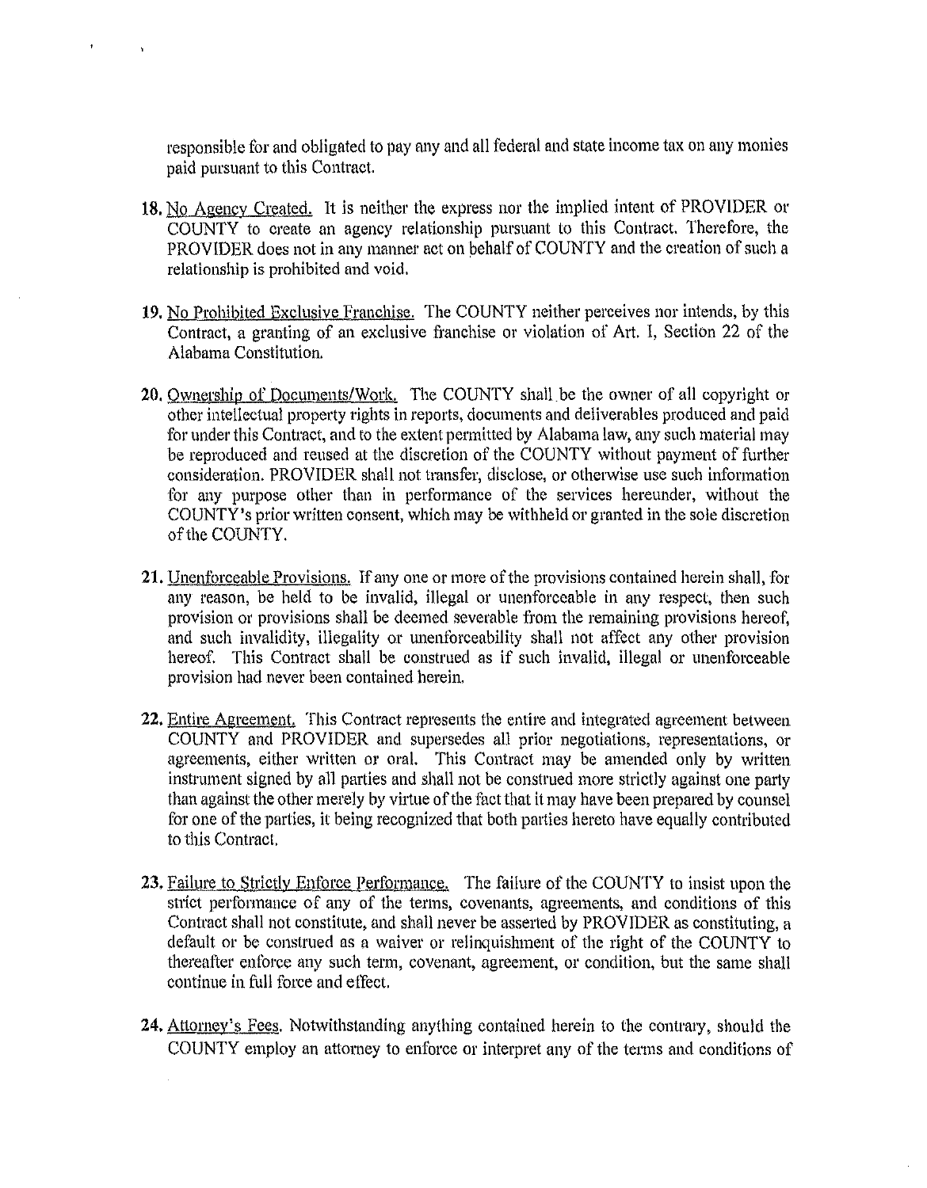responsible for and obligated to pay any and all federal and state income tax on any monies paid pursuant to this Contract.

18. No Agency Created. It is neither the express nor the implied intent of PROVIDER or COUNTY to create an agency relationship pursuant to this Contract. Therefore, the PROVIDER does not in any manner act on behalf of COUNTY and the creation of such a relationship is prohibited and void.

19. No Prohibited Exclusive Franchise. The COUNTY neither perceives nor intends, by this Contract, a granting of an exclusive franchise or violation of Art. I, Section 22 of the Alabama Constitution.

20. Ownership of Documents/Work. The COUNTY shall be the owner of all copyright or other intellectual property rights in reports, documents and deliverables produced and paid for under this Contract, and to the extent permitted by Alabama law, any such material may be reproduced and reused at the discretion of the COUNTY without payment of further consideration. PROVIDER shall not transfer, disclose, or otherwise use such information for any purpose other than in performance of the services hereunder, without the COUNTY's prior written consent, which may be withheld or granted in the sole discretion of the COUNTY.

21. Unenforceable Provisions. If any one or more of the provisions contained herein shall, for any reason, be held to be invalid, illegal or unenforceable in any respect, then such provision or provisions shall be deemed severable from the remaining provisions hereof, and such invalidity, illegality or unenforceability shall not affect any other provision hereof. This Contract shall be construed as if such invalid, illegal or unenforceable provision had never been contained herein.

22. Entire Agreement. This Contract represents the entire and integrated agreement between COUNTY and PROVIDER and supersedes all prior negotiations, representations, or agreements, either written or oral. This Contract may be amended only by written instrument signed by all parties and shall not be construed more strictly against one party than against the other merely by virtue of the fact that it may have been prepared by counsel for one of the parties, it being recognized that both parties hereto have equally contributed to this Contract.

23. Failure to Strictly Enforce Performance. The failure of the COUNTY to insist upon the strict performance of any of the terms, covenants, agreements, and conditions of this Contract shall not constitute, and shall never be asserted by PROVIDER as constituting, a default or be construed as a waiver or relinquishment of the right of the COUNTY to thereafter enforce any such term, covenant, agreement, or condition, but the same shall continue in full force and effect.

24. Attorney's Fees. Notwithstanding anything contained herein to the contrary, should the COUNTY employ an attorney to enforce or interpret any of the terms and conditions of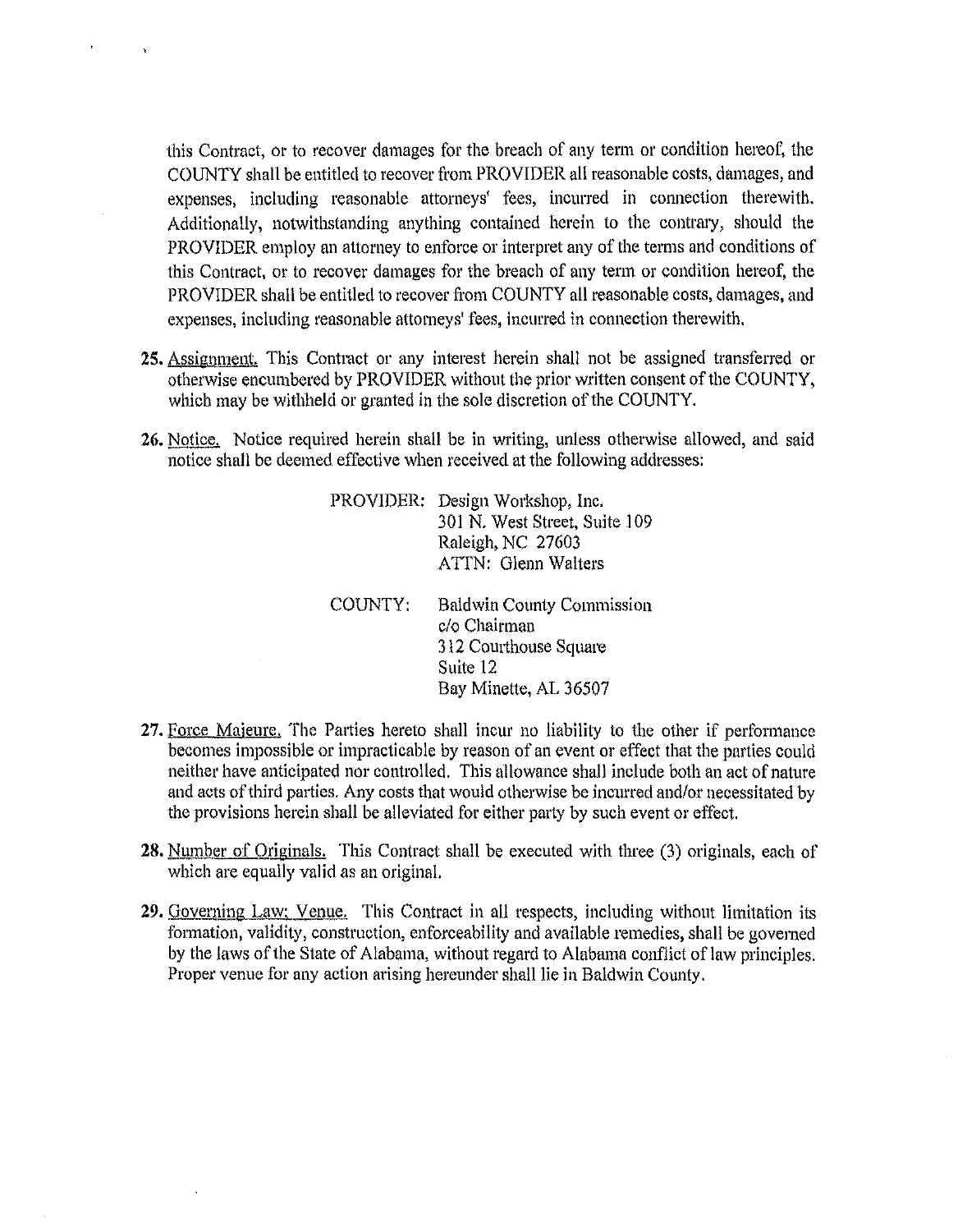this Contract, or to recover damages for the breach of any term or condition hereof, the COUNTY shall be entitled to recover from PROVIDER all reasonable costs, damages, and expenses, including reasonable attorneys' fees, incurred in connection therewith. Additionally, notwithstanding anything contained herein to the contrary, should the PROVIDER employ an attorney to enforce or interpret any of the terms and conditions of this Contract, or to recover damages for the breach of any term or condition hereof, the PROVIDER shall be entitled to recover from COUNTY all reasonable costs, damages, and expenses, including reasonable attorneys' fees, incurred in connection therewith.

25. Assignment. This Contract or any interest herein shall not be assigned transferred or otherwise encumbered by PROVIDER without the prior written consent of the COUNTY, which may be withheld or granted in the sole discretion of the COUNTY.

26. Notice. Notice required herein shall be in writing, unless otherwise allowed, and said notice shall be deemed effective when received at the following addresses:

PROVIDER: Design Workshop, Inc.
301 N. West Street, Suite 109
Raleigh, NC 27603
ATTN: Glenn Walters

COUNTY: Baldwin County Commission
c/o Chairman
312 Courthouse Square
Suite 12
Bay Minette, AL 36507

27. Force Majeure. The Parties hereto shall incur no liability to the other if performance becomes impossible or impracticable by reason of an event or effect that the parties could neither have anticipated nor controlled. This allowance shall include both an act of nature and acts of third parties. Any costs that would otherwise be incurred and/or necessitated by the provisions herein shall be alleviated for either party by such event or effect.

28. Number of Originals. This Contract shall be executed with three (3) originals, each of which are equally valid as an original.

29. Governing Law; Venue. This Contract in all respects, including without limitation its formation, validity, construction, enforceability and available remedies, shall be governed by the laws of the State of Alabama, without regard to Alabama conflict of law principles. Proper venue for any action arising hereunder shall lie in Baldwin County.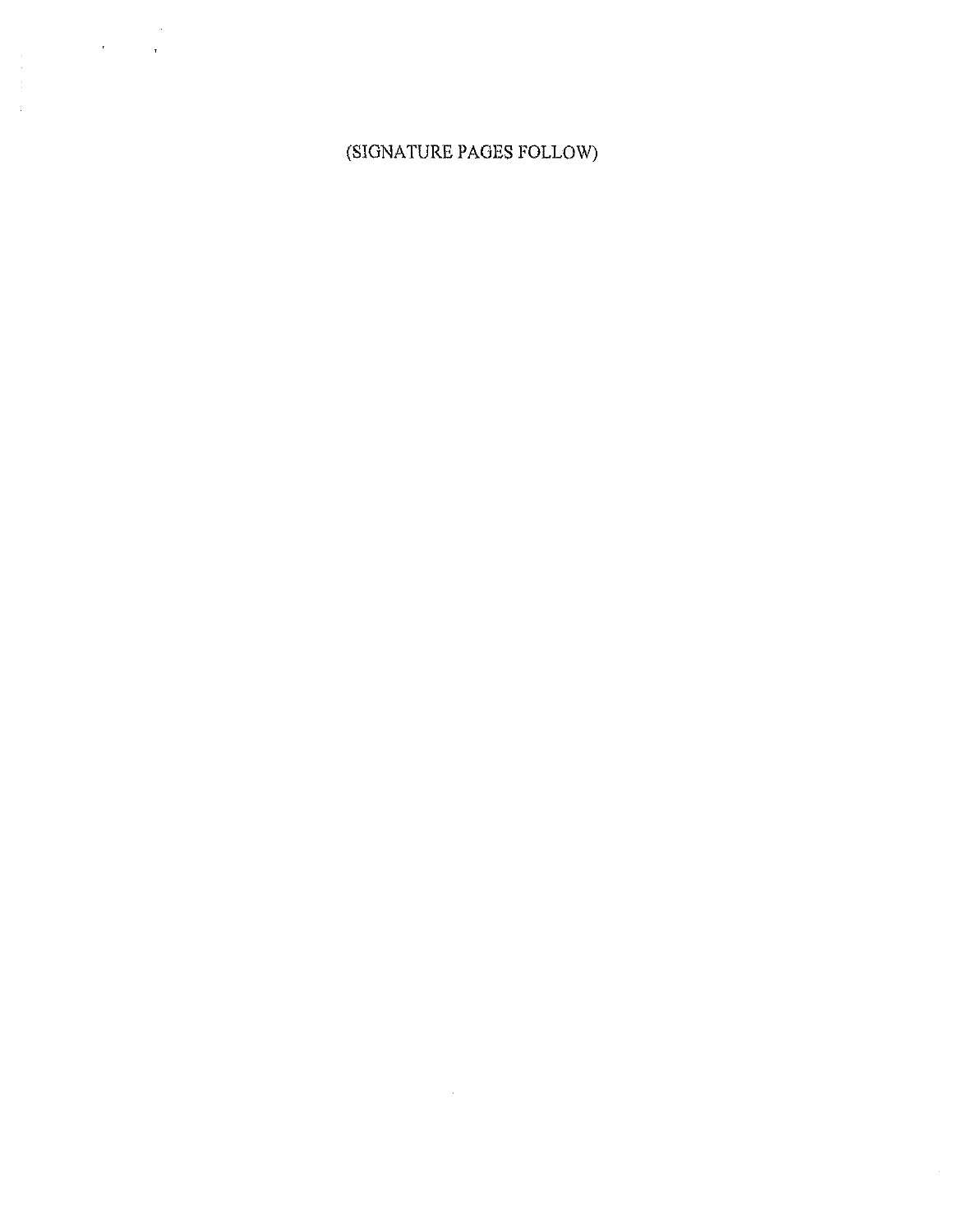(SIGNATURE PAGES FOLLOW)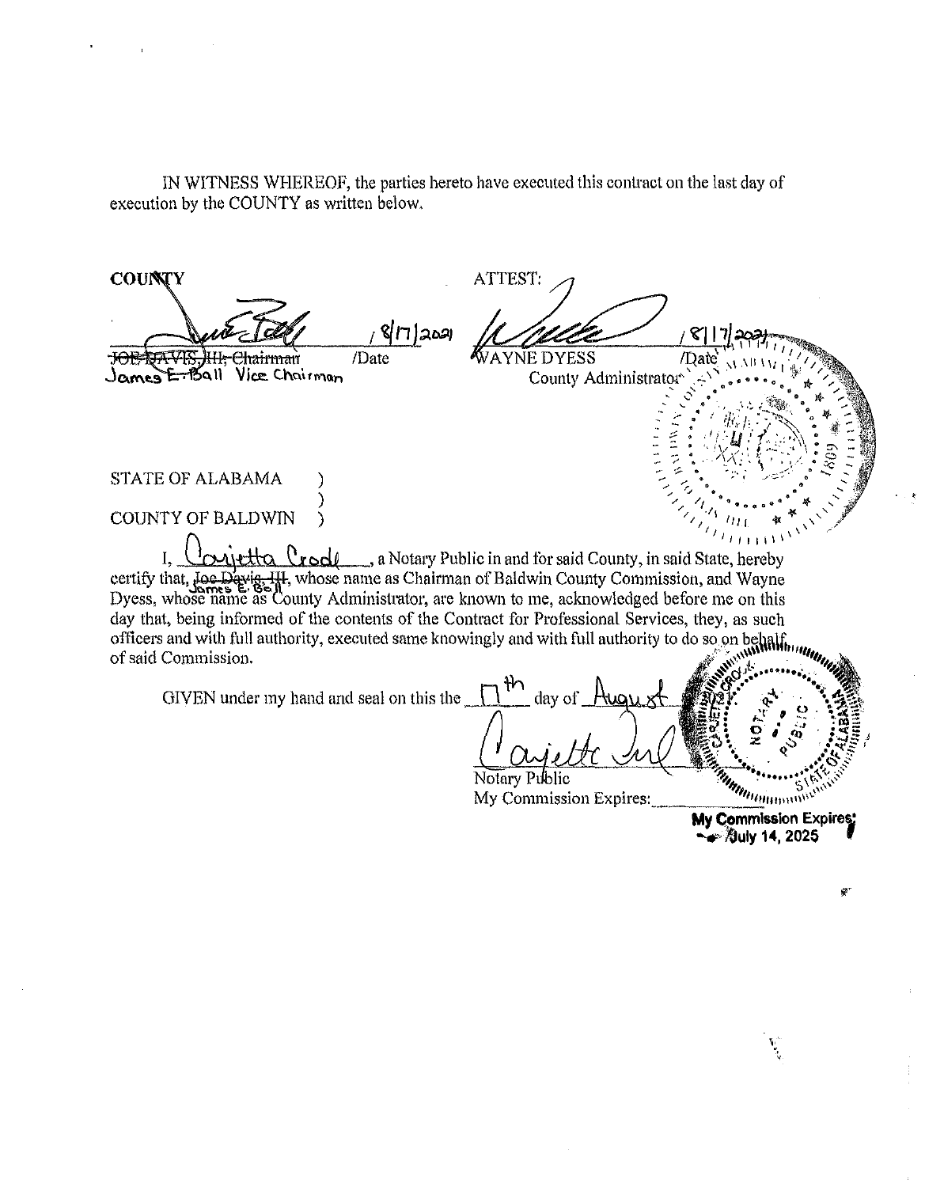IN WITNESS WHEREOF, the parties hereto have executed this contract on the last day of execution by the COUNTY as written below.

**COUNTY**

_______________ / 8/17/2021
~~JOE DAVIS, III, Chairman~~ /Date
James E. Ball Vice Chairman

ATTEST:

_______________ / 8/17/2021
WAYNE DYESS /Date
County Administrator

STATE OF ALABAMA )
)
COUNTY OF BALDWIN )

I, Carjetta Crook, a Notary Public in and for said County, in said State, hereby certify that, ~~Joe Davis, III~~ James E. Ball, whose name as Chairman of Baldwin County Commission, and Wayne Dyess, whose name as County Administrator, are known to me, acknowledged before me on this day that, being informed of the contents of the Contract for Professional Services, they, as such officers and with full authority, executed same knowingly and with full authority to do so on behalf of said Commission.

GIVEN under my hand and seal on this the 17th day of August

_______________
Notary Public
My Commission Expires: ___________

**My Commission Expires: July 14, 2025**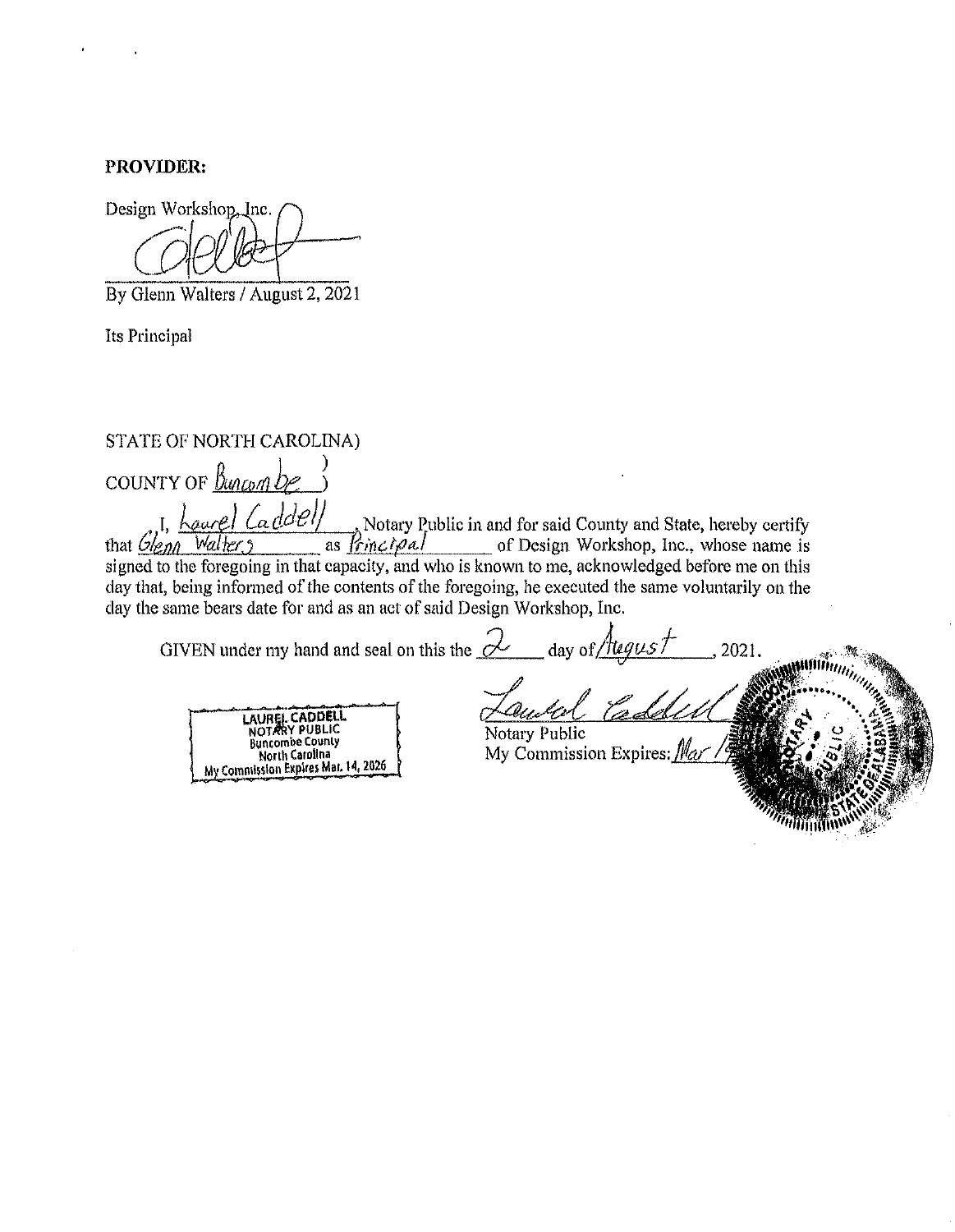**PROVIDER:**

Design Workshop, Inc.

By Glenn Walters / August 2, 2021

Its Principal

STATE OF NORTH CAROLINA)

)

COUNTY OF Buncombe )

I, Laurel Caddell, Notary Public in and for said County and State, hereby certify that Glenn Walters as Principal of Design Workshop, Inc., whose name is signed to the foregoing in that capacity, and who is known to me, acknowledged before me on this day that, being informed of the contents of the foregoing, he executed the same voluntarily on the day the same bears date for and as an act of said Design Workshop, Inc.

GIVEN under my hand and seal on this the 2 day of August, 2021.

Notary Public

My Commission Expires: Mar 14

LAUREL CADDELL
NOTARY PUBLIC
Buncombe County
North Carolina
My Commission Expires Mar. 14, 2026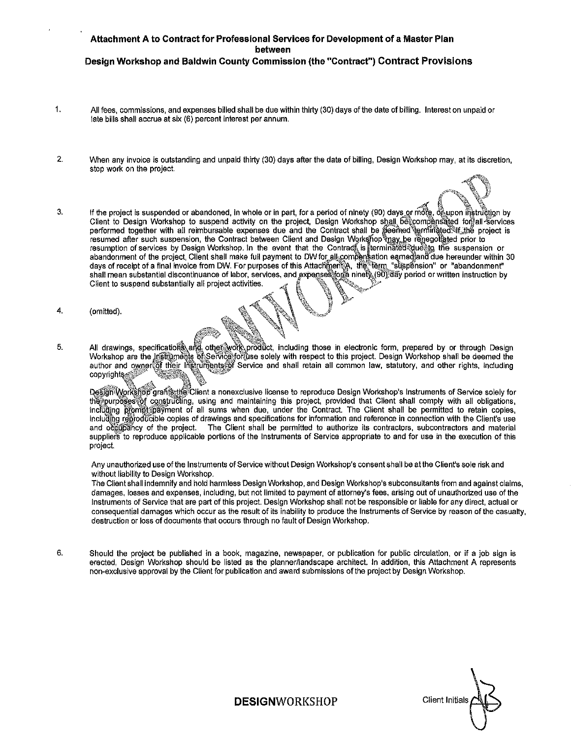**Attachment A to Contract for Professional Services for Development of a Master Plan between Design Workshop and Baldwin County Commission (the "Contract") Contract Provisions**

1. All fees, commissions, and expenses billed shall be due within thirty (30) days of the date of billing. Interest on unpaid or late bills shall accrue at six (6) percent interest per annum.

2. When any invoice is outstanding and unpaid thirty (30) days after the date of billing, Design Workshop may, at its discretion, stop work on the project.

3. If the project is suspended or abandoned, in whole or in part, for a period of ninety (90) days or more, or upon instruction by Client to Design Workshop to suspend activity on the project, Design Workshop shall be compensated for all services performed together with all reimbursable expenses due and the Contract shall be deemed terminated. If the project is resumed after such suspension, the Contract between Client and Design Workshop may be renegotiated prior to resumption of services by Design Workshop. In the event that the Contract is terminated due to the suspension or abandonment of the project, Client shall make full payment to DW for all compensation earned and due hereunder within 30 days of receipt of a final invoice from DW. For purposes of this Attachment A, the term "suspension" or "abandonment" shall mean substantial discontinuance of labor, services, and expenses for a ninety (90) day period or written instruction by Client to suspend substantially all project activities.

4. (omitted).

5. All drawings, specifications and other work product, including those in electronic form, prepared by or through Design Workshop are the Instruments of Service for use solely with respect to this project. Design Workshop shall be deemed the author and owner of their Instruments of Service and shall retain all common law, statutory, and other rights, including copyrights.

   Design Workshop grants the Client a nonexclusive license to reproduce Design Workshop's Instruments of Service solely for the purposes of constructing, using and maintaining this project, provided that Client shall comply with all obligations, including prompt payment of all sums when due, under the Contract. The Client shall be permitted to retain copies, including reproducible copies of drawings and specifications for information and reference in connection with the Client's use and occupancy of the project. The Client shall be permitted to authorize its contractors, subcontractors and material suppliers to reproduce applicable portions of the Instruments of Service appropriate to and for use in the execution of this project.

   Any unauthorized use of the Instruments of Service without Design Workshop's consent shall be at the Client's sole risk and without liability to Design Workshop.

   The Client shall indemnify and hold harmless Design Workshop, and Design Workshop's subconsultants from and against claims, damages, losses and expenses, including, but not limited to payment of attorney's fees, arising out of unauthorized use of the Instruments of Service that are part of this project. Design Workshop shall not be responsible or liable for any direct, actual or consequential damages which occur as the result of its inability to produce the Instruments of Service by reason of the casualty, destruction or loss of documents that occurs through no fault of Design Workshop.

6. Should the project be published in a book, magazine, newspaper, or publication for public circulation, or if a job sign is erected, Design Workshop should be listed as the planner/landscape architect. In addition, this Attachment A represents non-exclusive approval by the Client for publication and award submissions of the project by Design Workshop.

Client Initials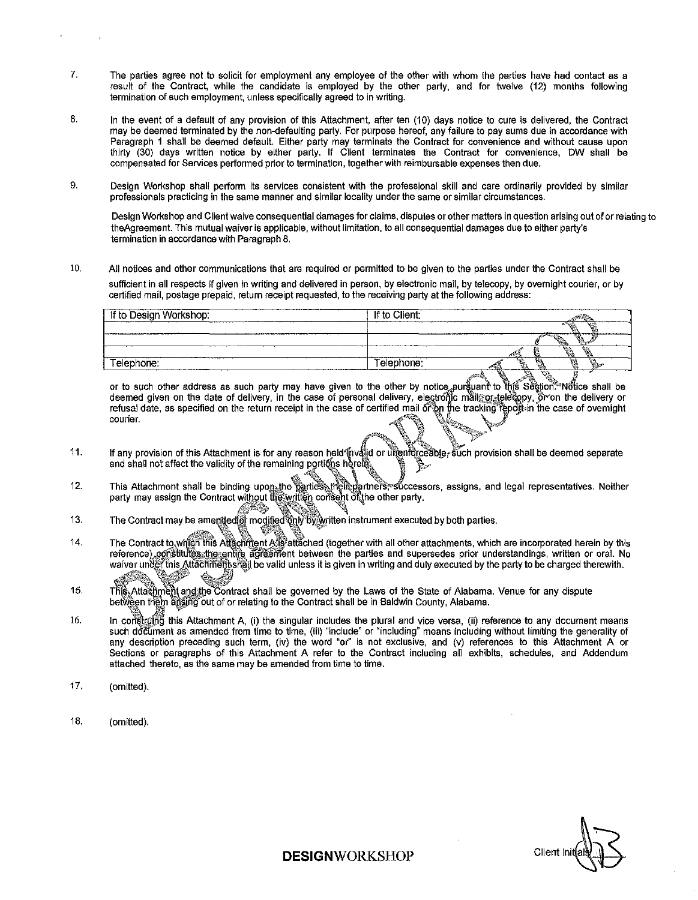7. The parties agree not to solicit for employment any employee of the other with whom the parties have had contact as a result of the Contract, while the candidate is employed by the other party, and for twelve (12) months following termination of such employment, unless specifically agreed to in writing.

8. In the event of a default of any provision of this Attachment, after ten (10) days notice to cure is delivered, the Contract may be deemed terminated by the non-defaulting party. For purpose hereof, any failure to pay sums due in accordance with Paragraph 1 shall be deemed default. Either party may terminate the Contract for convenience and without cause upon thirty (30) days written notice by either party. If Client terminates the Contract for convenience, DW shall be compensated for Services performed prior to termination, together with reimbursable expenses then due.

9. Design Workshop shall perform its services consistent with the professional skill and care ordinarily provided by similar professionals practicing in the same manner and similar locality under the same or similar circumstances.

   Design Workshop and Client waive consequential damages for claims, disputes or other matters in question arising out of or relating to theAgreement. This mutual waiver is applicable, without limitation, to all consequential damages due to either party's termination in accordance with Paragraph 8.

10. All notices and other communications that are required or permitted to be given to the parties under the Contract shall be sufficient in all respects if given in writing and delivered in person, by electronic mail, by telecopy, by overnight courier, or by certified mail, postage prepaid, return receipt requested, to the receiving party at the following address:

| If to Design Workshop: | If to Client: |
|---|---|
| | |
| | |
| Telephone: | Telephone: |

or to such other address as such party may have given to the other by notice pursuant to this Section. Notice shall be deemed given on the date of delivery, in the case of personal delivery, electronic mail, or telecopy, or on the delivery or refusal date, as specified on the return receipt in the case of certified mail or on the tracking report in the case of overnight courier.

11. If any provision of this Attachment is for any reason held invalid or unenforceable, such provision shall be deemed separate and shall not affect the validity of the remaining portions herein.

12. This Attachment shall be binding upon the parties, their partners, successors, assigns, and legal representatives. Neither party may assign the Contract without the written consent of the other party.

13. The Contract may be amended or modified only by written instrument executed by both parties.

14. The Contract to which this Attachment A is attached (together with all other attachments, which are incorporated herein by this reference) constitutes the entire agreement between the parties and supersedes prior understandings, written or oral. No waiver under this Attachment shall be valid unless it is given in writing and duly executed by the party to be charged therewith.

15. This Attachment and the Contract shall be governed by the Laws of the State of Alabama. Venue for any dispute between them arising out of or relating to the Contract shall be in Baldwin County, Alabama.

16. In construing this Attachment A, (i) the singular includes the plural and vice versa, (ii) reference to any document means such document as amended from time to time, (iii) "include" or "including" means including without limiting the generality of any description preceding such term, (iv) the word "or" is not exclusive, and (v) references to this Attachment A or Sections or paragraphs of this Attachment A refer to the Contract including all exhibits, schedules, and Addendum attached thereto, as the same may be amended from time to time.

17. (omitted).

18. (omitted).

**DESIGN**WORKSHOP

Client Initials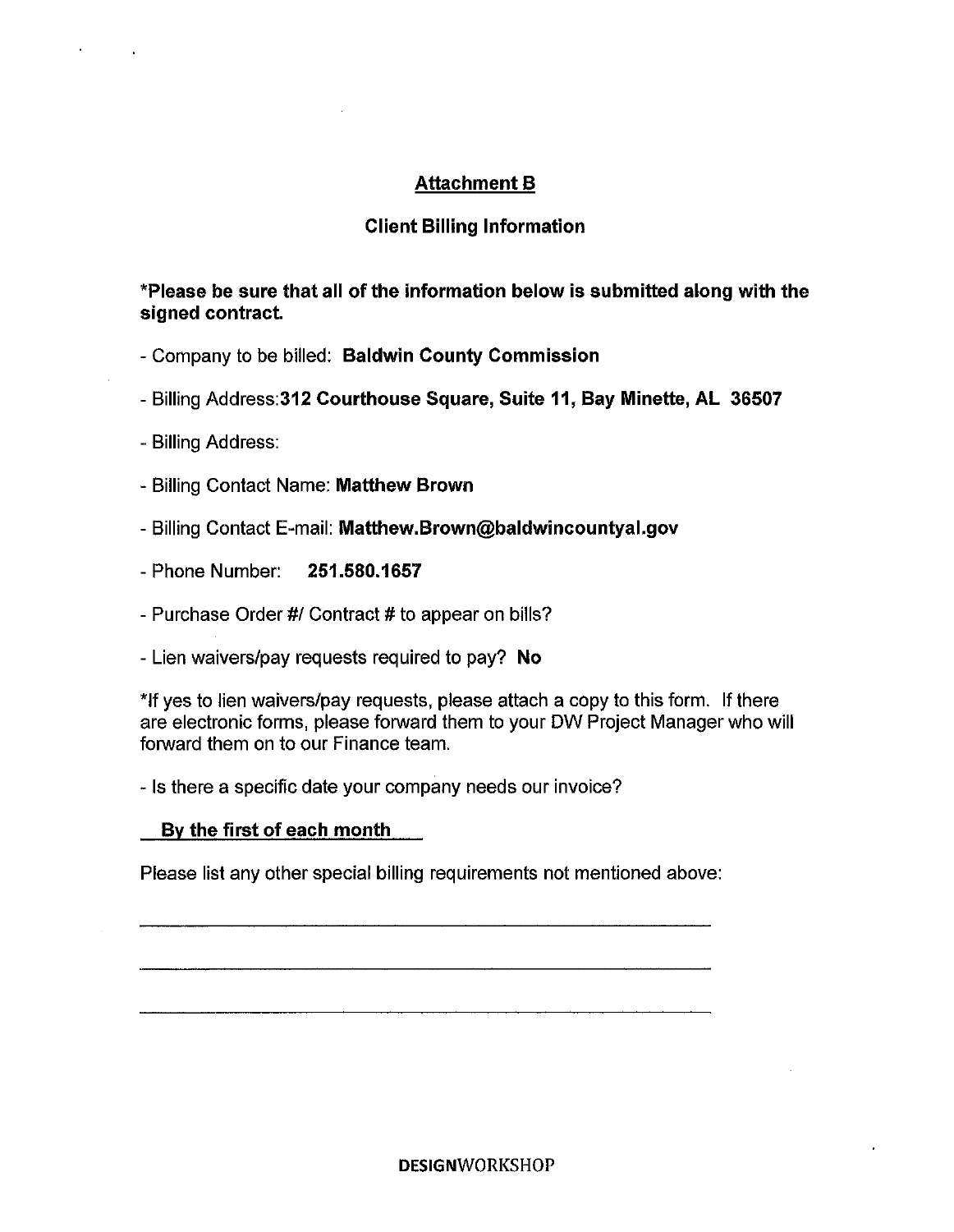## Attachment B

### Client Billing Information

**\*Please be sure that all of the information below is submitted along with the signed contract.**

- Company to be billed: **Baldwin County Commission**
- Billing Address:**312 Courthouse Square, Suite 11, Bay Minette, AL 36507**
- Billing Address:
- Billing Contact Name: **Matthew Brown**
- Billing Contact E-mail: **Matthew.Brown@baldwincountyal.gov**
- Phone Number: **251.580.1657**
- Purchase Order #/ Contract # to appear on bills?
- Lien waivers/pay requests required to pay? **No**

*If yes to lien waivers/pay requests, please attach a copy to this form. If there are electronic forms, please forward them to your DW Project Manager who will forward them on to our Finance team.

- Is there a specific date your company needs our invoice?

**By the first of each month**

Please list any other special billing requirements not mentioned above:

\_\_\_\_\_\_\_\_\_\_\_\_\_\_\_\_\_\_\_\_\_\_\_\_\_\_\_\_\_\_\_\_\_\_\_\_\_\_\_\_\_\_\_\_\_\_\_\_

\_\_\_\_\_\_\_\_\_\_\_\_\_\_\_\_\_\_\_\_\_\_\_\_\_\_\_\_\_\_\_\_\_\_\_\_\_\_\_\_\_\_\_\_\_\_\_\_

\_\_\_\_\_\_\_\_\_\_\_\_\_\_\_\_\_\_\_\_\_\_\_\_\_\_\_\_\_\_\_\_\_\_\_\_\_\_\_\_\_\_\_\_\_\_\_\_

**DESIGN**WORKSHOP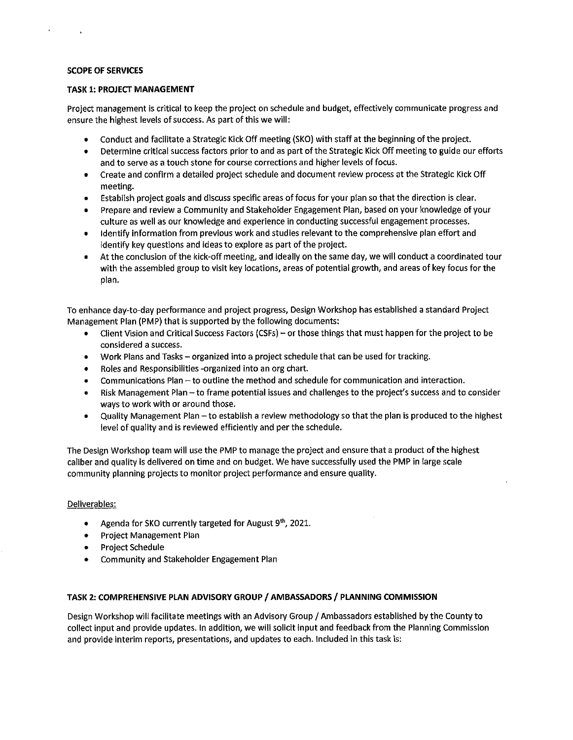**SCOPE OF SERVICES**

**TASK 1: PROJECT MANAGEMENT**

Project management is critical to keep the project on schedule and budget, effectively communicate progress and ensure the highest levels of success. As part of this we will:

- Conduct and facilitate a Strategic Kick Off meeting (SKO) with staff at the beginning of the project.
- Determine critical success factors prior to and as part of the Strategic Kick Off meeting to guide our efforts and to serve as a touch stone for course corrections and higher levels of focus.
- Create and confirm a detailed project schedule and document review process at the Strategic Kick Off meeting.
- Establish project goals and discuss specific areas of focus for your plan so that the direction is clear.
- Prepare and review a Community and Stakeholder Engagement Plan, based on your knowledge of your culture as well as our knowledge and experience in conducting successful engagement processes.
- Identify information from previous work and studies relevant to the comprehensive plan effort and identify key questions and ideas to explore as part of the project.
- At the conclusion of the kick-off meeting, and ideally on the same day, we will conduct a coordinated tour with the assembled group to visit key locations, areas of potential growth, and areas of key focus for the plan.

To enhance day-to-day performance and project progress, Design Workshop has established a standard Project Management Plan (PMP) that is supported by the following documents:

- Client Vision and Critical Success Factors (CSFs) – or those things that must happen for the project to be considered a success.
- Work Plans and Tasks – organized into a project schedule that can be used for tracking.
- Roles and Responsibilities -organized into an org chart.
- Communications Plan – to outline the method and schedule for communication and interaction.
- Risk Management Plan – to frame potential issues and challenges to the project's success and to consider ways to work with or around those.
- Quality Management Plan – to establish a review methodology so that the plan is produced to the highest level of quality and is reviewed efficiently and per the schedule.

The Design Workshop team will use the PMP to manage the project and ensure that a product of the highest caliber and quality is delivered on time and on budget. We have successfully used the PMP in large scale community planning projects to monitor project performance and ensure quality.

Deliverables:

- Agenda for SKO currently targeted for August 9th, 2021.
- Project Management Plan
- Project Schedule
- Community and Stakeholder Engagement Plan

**TASK 2: COMPREHENSIVE PLAN ADVISORY GROUP / AMBASSADORS / PLANNING COMMISSION**

Design Workshop will facilitate meetings with an Advisory Group / Ambassadors established by the County to collect input and provide updates. In addition, we will solicit input and feedback from the Planning Commission and provide interim reports, presentations, and updates to each. Included in this task is: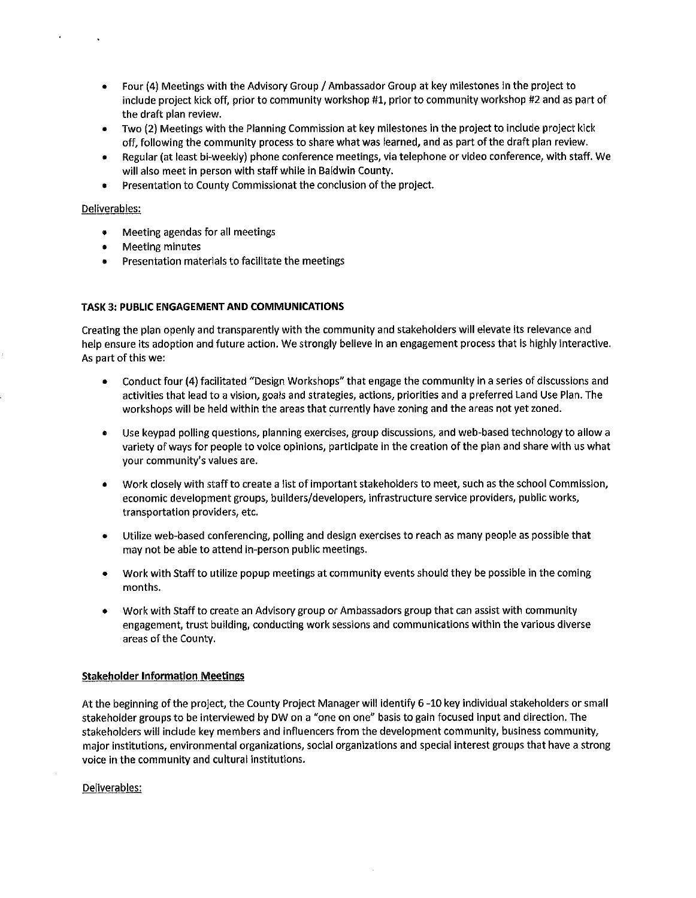- Four (4) Meetings with the Advisory Group / Ambassador Group at key milestones in the project to include project kick off, prior to community workshop #1, prior to community workshop #2 and as part of the draft plan review.
- Two (2) Meetings with the Planning Commission at key milestones in the project to include project kick off, following the community process to share what was learned, and as part of the draft plan review.
- Regular (at least bi-weekly) phone conference meetings, via telephone or video conference, with staff. We will also meet in person with staff while in Baldwin County.
- Presentation to County Commissionat the conclusion of the project.

Deliverables:

- Meeting agendas for all meetings
- Meeting minutes
- Presentation materials to facilitate the meetings

**TASK 3: PUBLIC ENGAGEMENT AND COMMUNICATIONS**

Creating the plan openly and transparently with the community and stakeholders will elevate its relevance and help ensure its adoption and future action. We strongly believe in an engagement process that is highly interactive. As part of this we:

- Conduct four (4) facilitated "Design Workshops" that engage the community in a series of discussions and activities that lead to a vision, goals and strategies, actions, priorities and a preferred Land Use Plan. The workshops will be held within the areas that currently have zoning and the areas not yet zoned.

- Use keypad polling questions, planning exercises, group discussions, and web-based technology to allow a variety of ways for people to voice opinions, participate in the creation of the plan and share with us what your community's values are.

- Work closely with staff to create a list of important stakeholders to meet, such as the school Commission, economic development groups, builders/developers, infrastructure service providers, public works, transportation providers, etc.

- Utilize web-based conferencing, polling and design exercises to reach as many people as possible that may not be able to attend in-person public meetings.

- Work with Staff to utilize popup meetings at community events should they be possible in the coming months.

- Work with Staff to create an Advisory group or Ambassadors group that can assist with community engagement, trust building, conducting work sessions and communications within the various diverse areas of the County.

**Stakeholder Information Meetings**

At the beginning of the project, the County Project Manager will identify 6 -10 key individual stakeholders or small stakeholder groups to be interviewed by DW on a "one on one" basis to gain focused input and direction. The stakeholders will include key members and influencers from the development community, business community, major institutions, environmental organizations, social organizations and special interest groups that have a strong voice in the community and cultural institutions.

Deliverables: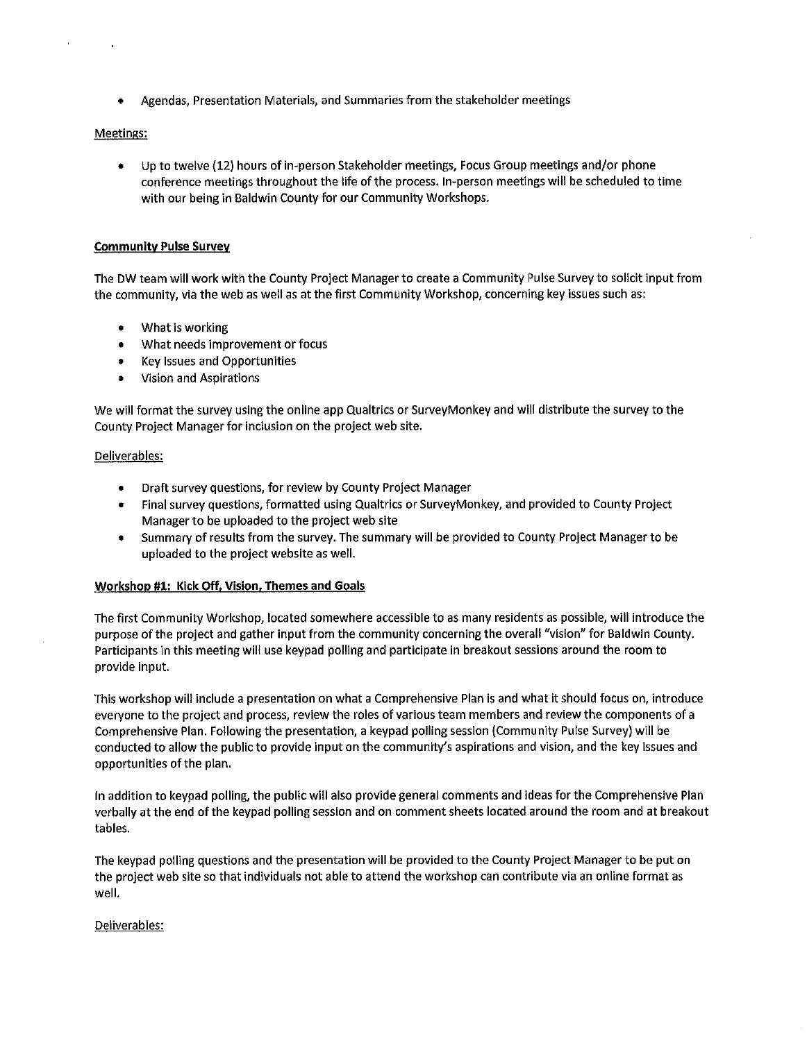- Agendas, Presentation Materials, and Summaries from the stakeholder meetings

Meetings:

- Up to twelve (12) hours of in-person Stakeholder meetings, Focus Group meetings and/or phone conference meetings throughout the life of the process. In-person meetings will be scheduled to time with our being in Baldwin County for our Community Workshops.

**Community Pulse Survey**

The DW team will work with the County Project Manager to create a Community Pulse Survey to solicit input from the community, via the web as well as at the first Community Workshop, concerning key issues such as:

- What is working
- What needs improvement or focus
- Key Issues and Opportunities
- Vision and Aspirations

We will format the survey using the online app Qualtrics or SurveyMonkey and will distribute the survey to the County Project Manager for inclusion on the project web site.

Deliverables:

- Draft survey questions, for review by County Project Manager
- Final survey questions, formatted using Qualtrics or SurveyMonkey, and provided to County Project Manager to be uploaded to the project web site
- Summary of results from the survey. The summary will be provided to County Project Manager to be uploaded to the project website as well.

**Workshop #1: Kick Off, Vision, Themes and Goals**

The first Community Workshop, located somewhere accessible to as many residents as possible, will introduce the purpose of the project and gather input from the community concerning the overall "vision" for Baldwin County. Participants in this meeting will use keypad polling and participate in breakout sessions around the room to provide input.

This workshop will include a presentation on what a Comprehensive Plan is and what it should focus on, introduce everyone to the project and process, review the roles of various team members and review the components of a Comprehensive Plan. Following the presentation, a keypad polling session (Community Pulse Survey) will be conducted to allow the public to provide input on the community's aspirations and vision, and the key issues and opportunities of the plan.

In addition to keypad polling, the public will also provide general comments and ideas for the Comprehensive Plan verbally at the end of the keypad polling session and on comment sheets located around the room and at breakout tables.

The keypad polling questions and the presentation will be provided to the County Project Manager to be put on the project web site so that individuals not able to attend the workshop can contribute via an online format as well.

Deliverables: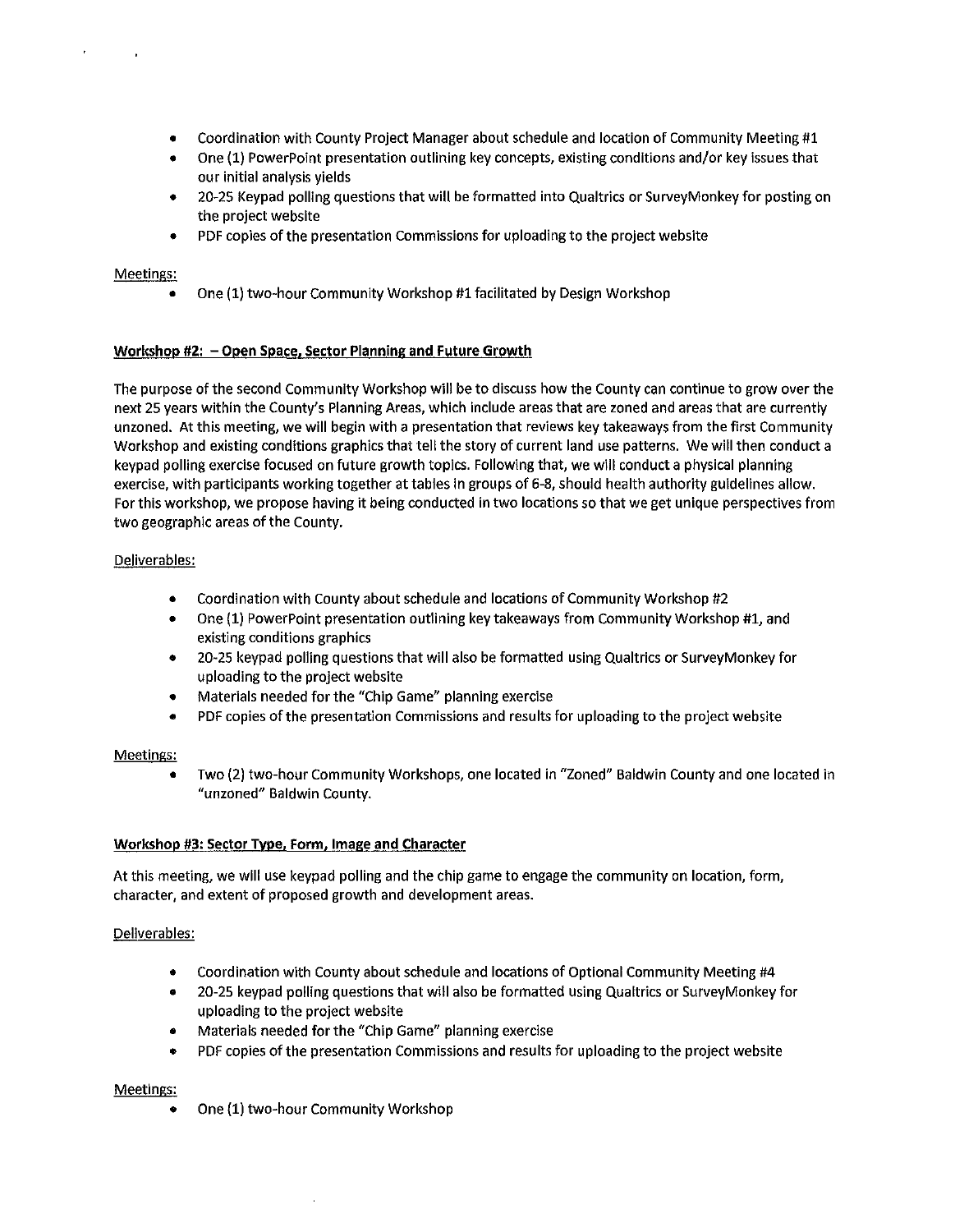- Coordination with County Project Manager about schedule and location of Community Meeting #1
- One (1) PowerPoint presentation outlining key concepts, existing conditions and/or key issues that our initial analysis yields
- 20-25 Keypad polling questions that will be formatted into Qualtrics or SurveyMonkey for posting on the project website
- PDF copies of the presentation Commissions for uploading to the project website

Meetings:

- One (1) two-hour Community Workshop #1 facilitated by Design Workshop

**Workshop #2: – Open Space, Sector Planning and Future Growth**

The purpose of the second Community Workshop will be to discuss how the County can continue to grow over the next 25 years within the County's Planning Areas, which include areas that are zoned and areas that are currently unzoned. At this meeting, we will begin with a presentation that reviews key takeaways from the first Community Workshop and existing conditions graphics that tell the story of current land use patterns. We will then conduct a keypad polling exercise focused on future growth topics. Following that, we will conduct a physical planning exercise, with participants working together at tables in groups of 6-8, should health authority guidelines allow. For this workshop, we propose having it being conducted in two locations so that we get unique perspectives from two geographic areas of the County.

Deliverables:

- Coordination with County about schedule and locations of Community Workshop #2
- One (1) PowerPoint presentation outlining key takeaways from Community Workshop #1, and existing conditions graphics
- 20-25 keypad polling questions that will also be formatted using Qualtrics or SurveyMonkey for uploading to the project website
- Materials needed for the "Chip Game" planning exercise
- PDF copies of the presentation Commissions and results for uploading to the project website

Meetings:

- Two (2) two-hour Community Workshops, one located in "Zoned" Baldwin County and one located in "unzoned" Baldwin County.

**Workshop #3: Sector Type, Form, Image and Character**

At this meeting, we will use keypad polling and the chip game to engage the community on location, form, character, and extent of proposed growth and development areas.

Deliverables:

- Coordination with County about schedule and locations of Optional Community Meeting #4
- 20-25 keypad polling questions that will also be formatted using Qualtrics or SurveyMonkey for uploading to the project website
- Materials needed for the "Chip Game" planning exercise
- PDF copies of the presentation Commissions and results for uploading to the project website

Meetings:

- One (1) two-hour Community Workshop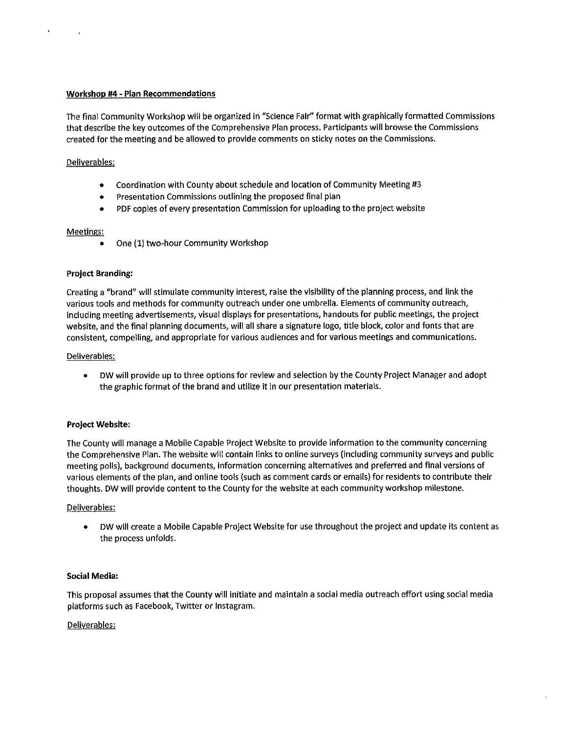**Workshop #4 - Plan Recommendations**

The final Community Workshop will be organized in "Science Fair" format with graphically formatted Commissions that describe the key outcomes of the Comprehensive Plan process. Participants will browse the Commissions created for the meeting and be allowed to provide comments on sticky notes on the Commissions.

Deliverables:

- Coordination with County about schedule and location of Community Meeting #3
- Presentation Commissions outlining the proposed final plan
- PDF copies of every presentation Commission for uploading to the project website

Meetings:

- One (1) two-hour Community Workshop

**Project Branding:**

Creating a "brand" will stimulate community interest, raise the visibility of the planning process, and link the various tools and methods for community outreach under one umbrella. Elements of community outreach, including meeting advertisements, visual displays for presentations, handouts for public meetings, the project website, and the final planning documents, will all share a signature logo, title block, color and fonts that are consistent, compelling, and appropriate for various audiences and for various meetings and communications.

Deliverables:

- DW will provide up to three options for review and selection by the County Project Manager and adopt the graphic format of the brand and utilize it in our presentation materials.

**Project Website:**

The County will manage a Mobile Capable Project Website to provide information to the community concerning the Comprehensive Plan. The website will contain links to online surveys (including community surveys and public meeting polls), background documents, information concerning alternatives and preferred and final versions of various elements of the plan, and online tools (such as comment cards or emails) for residents to contribute their thoughts. DW will provide content to the County for the website at each community workshop milestone.

Deliverables:

- DW will create a Mobile Capable Project Website for use throughout the project and update its content as the process unfolds.

**Social Media:**

This proposal assumes that the County will initiate and maintain a social media outreach effort using social media platforms such as Facebook, Twitter or Instagram.

Deliverables: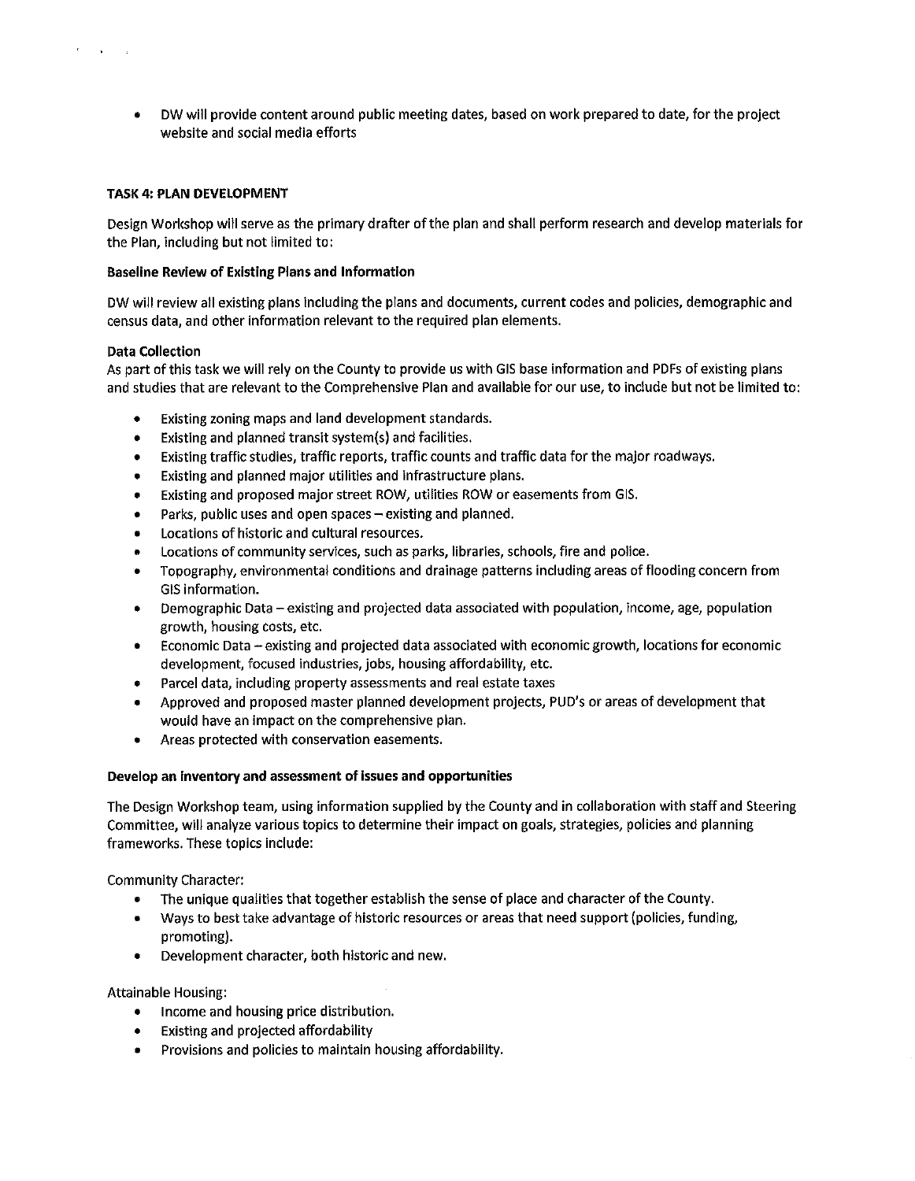- DW will provide content around public meeting dates, based on work prepared to date, for the project website and social media efforts

**TASK 4: PLAN DEVELOPMENT**

Design Workshop will serve as the primary drafter of the plan and shall perform research and develop materials for the Plan, including but not limited to:

**Baseline Review of Existing Plans and Information**

DW will review all existing plans including the plans and documents, current codes and policies, demographic and census data, and other information relevant to the required plan elements.

**Data Collection**

As part of this task we will rely on the County to provide us with GIS base information and PDFs of existing plans and studies that are relevant to the Comprehensive Plan and available for our use, to include but not be limited to:

- Existing zoning maps and land development standards.
- Existing and planned transit system(s) and facilities.
- Existing traffic studies, traffic reports, traffic counts and traffic data for the major roadways.
- Existing and planned major utilities and infrastructure plans.
- Existing and proposed major street ROW, utilities ROW or easements from GIS.
- Parks, public uses and open spaces – existing and planned.
- Locations of historic and cultural resources.
- Locations of community services, such as parks, libraries, schools, fire and police.
- Topography, environmental conditions and drainage patterns including areas of flooding concern from GIS information.
- Demographic Data – existing and projected data associated with population, income, age, population growth, housing costs, etc.
- Economic Data – existing and projected data associated with economic growth, locations for economic development, focused industries, jobs, housing affordability, etc.
- Parcel data, including property assessments and real estate taxes
- Approved and proposed master planned development projects, PUD's or areas of development that would have an impact on the comprehensive plan.
- Areas protected with conservation easements.

**Develop an inventory and assessment of issues and opportunities**

The Design Workshop team, using information supplied by the County and in collaboration with staff and Steering Committee, will analyze various topics to determine their impact on goals, strategies, policies and planning frameworks. These topics include:

Community Character:

- The unique qualities that together establish the sense of place and character of the County.
- Ways to best take advantage of historic resources or areas that need support (policies, funding, promoting).
- Development character, both historic and new.

Attainable Housing:

- Income and housing price distribution.
- Existing and projected affordability
- Provisions and policies to maintain housing affordability.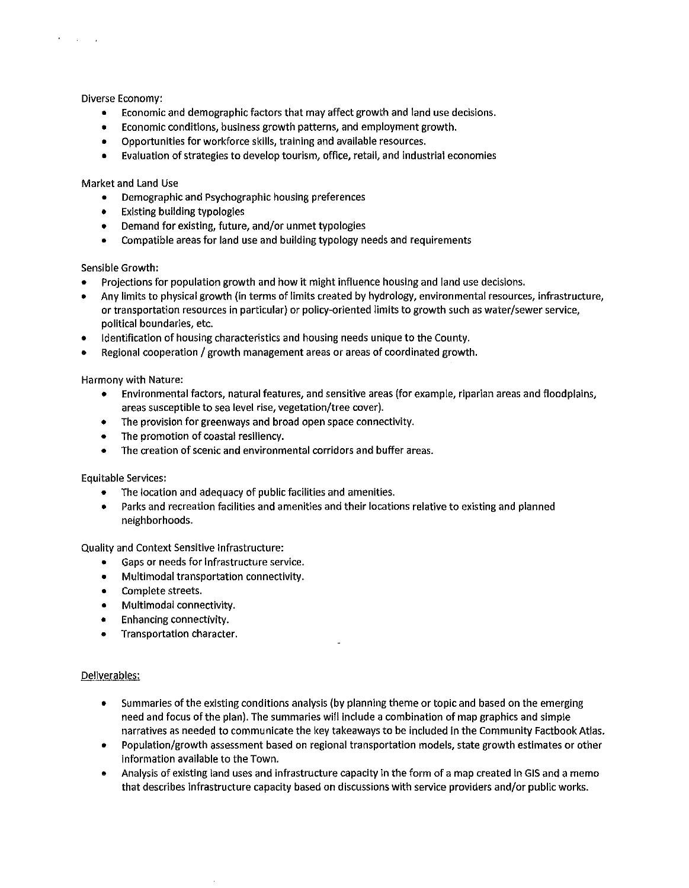Diverse Economy:

- Economic and demographic factors that may affect growth and land use decisions.
- Economic conditions, business growth patterns, and employment growth.
- Opportunities for workforce skills, training and available resources.
- Evaluation of strategies to develop tourism, office, retail, and industrial economies

Market and Land Use

- Demographic and Psychographic housing preferences
- Existing building typologies
- Demand for existing, future, and/or unmet typologies
- Compatible areas for land use and building typology needs and requirements

Sensible Growth:

- Projections for population growth and how it might influence housing and land use decisions.
- Any limits to physical growth (in terms of limits created by hydrology, environmental resources, infrastructure, or transportation resources in particular) or policy-oriented limits to growth such as water/sewer service, political boundaries, etc.
- Identification of housing characteristics and housing needs unique to the County.
- Regional cooperation / growth management areas or areas of coordinated growth.

Harmony with Nature:

- Environmental factors, natural features, and sensitive areas (for example, riparian areas and floodplains, areas susceptible to sea level rise, vegetation/tree cover).
- The provision for greenways and broad open space connectivity.
- The promotion of coastal resiliency.
- The creation of scenic and environmental corridors and buffer areas.

Equitable Services:

- The location and adequacy of public facilities and amenities.
- Parks and recreation facilities and amenities and their locations relative to existing and planned neighborhoods.

Quality and Context Sensitive Infrastructure:

- Gaps or needs for infrastructure service.
- Multimodal transportation connectivity.
- Complete streets.
- Multimodal connectivity.
- Enhancing connectivity.
- Transportation character.

Deliverables:

- Summaries of the existing conditions analysis (by planning theme or topic and based on the emerging need and focus of the plan). The summaries will include a combination of map graphics and simple narratives as needed to communicate the key takeaways to be included in the Community Factbook Atlas.
- Population/growth assessment based on regional transportation models, state growth estimates or other information available to the Town.
- Analysis of existing land uses and infrastructure capacity in the form of a map created in GIS and a memo that describes infrastructure capacity based on discussions with service providers and/or public works.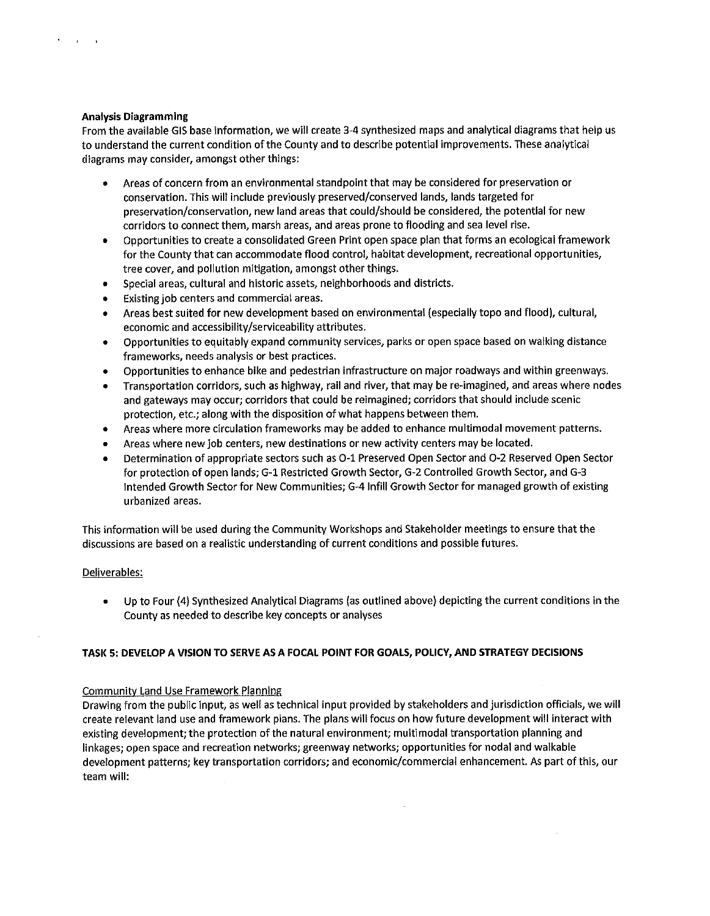**Analysis Diagramming**

From the available GIS base information, we will create 3-4 synthesized maps and analytical diagrams that help us to understand the current condition of the County and to describe potential improvements. These analytical diagrams may consider, amongst other things:

- Areas of concern from an environmental standpoint that may be considered for preservation or conservation. This will include previously preserved/conserved lands, lands targeted for preservation/conservation, new land areas that could/should be considered, the potential for new corridors to connect them, marsh areas, and areas prone to flooding and sea level rise.
- Opportunities to create a consolidated Green Print open space plan that forms an ecological framework for the County that can accommodate flood control, habitat development, recreational opportunities, tree cover, and pollution mitigation, amongst other things.
- Special areas, cultural and historic assets, neighborhoods and districts.
- Existing job centers and commercial areas.
- Areas best suited for new development based on environmental (especially topo and flood), cultural, economic and accessibility/serviceability attributes.
- Opportunities to equitably expand community services, parks or open space based on walking distance frameworks, needs analysis or best practices.
- Opportunities to enhance bike and pedestrian infrastructure on major roadways and within greenways.
- Transportation corridors, such as highway, rail and river, that may be re-imagined, and areas where nodes and gateways may occur; corridors that could be reimagined; corridors that should include scenic protection, etc.; along with the disposition of what happens between them.
- Areas where more circulation frameworks may be added to enhance multimodal movement patterns.
- Areas where new job centers, new destinations or new activity centers may be located.
- Determination of appropriate sectors such as O-1 Preserved Open Sector and O-2 Reserved Open Sector for protection of open lands; G-1 Restricted Growth Sector, G-2 Controlled Growth Sector, and G-3 Intended Growth Sector for New Communities; G-4 Infill Growth Sector for managed growth of existing urbanized areas.

This information will be used during the Community Workshops and Stakeholder meetings to ensure that the discussions are based on a realistic understanding of current conditions and possible futures.

Deliverables:

- Up to Four (4) Synthesized Analytical Diagrams (as outlined above) depicting the current conditions in the County as needed to describe key concepts or analyses

**TASK 5: DEVELOP A VISION TO SERVE AS A FOCAL POINT FOR GOALS, POLICY, AND STRATEGY DECISIONS**

Community Land Use Framework Planning

Drawing from the public input, as well as technical input provided by stakeholders and jurisdiction officials, we will create relevant land use and framework plans. The plans will focus on how future development will interact with existing development; the protection of the natural environment; multimodal transportation planning and linkages; open space and recreation networks; greenway networks; opportunities for nodal and walkable development patterns; key transportation corridors; and economic/commercial enhancement. As part of this, our team will: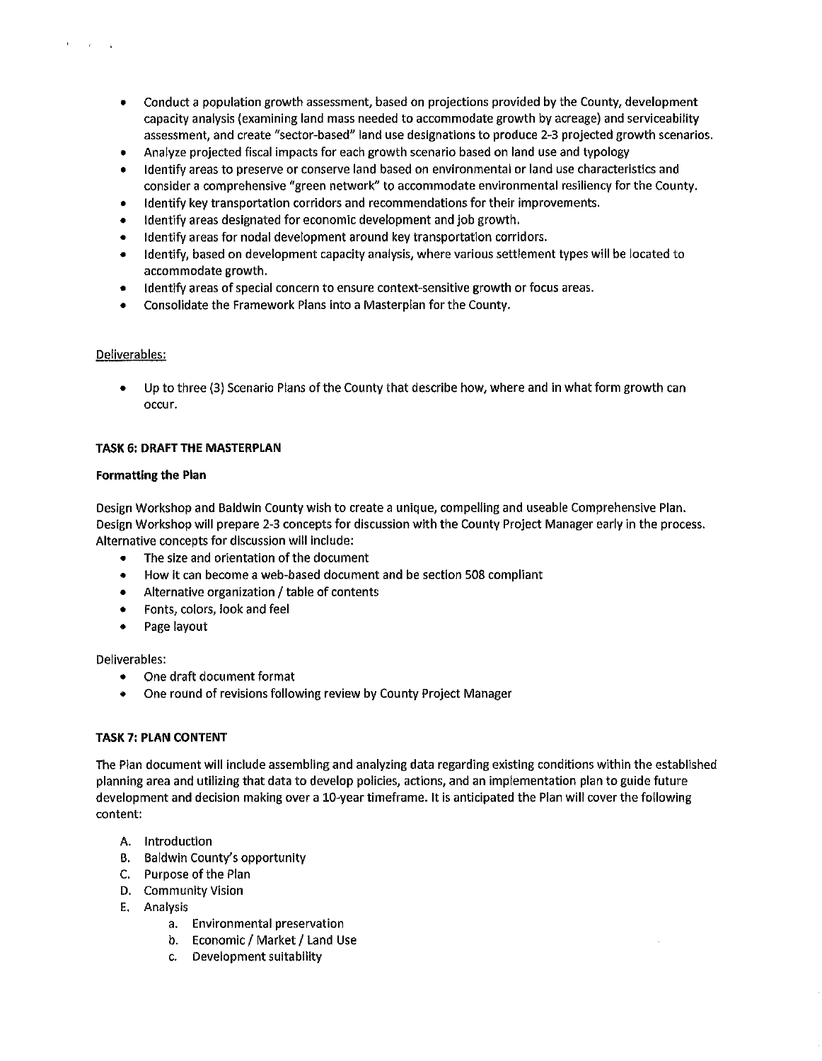- Conduct a population growth assessment, based on projections provided by the County, development capacity analysis (examining land mass needed to accommodate growth by acreage) and serviceability assessment, and create "sector-based" land use designations to produce 2-3 projected growth scenarios.
- Analyze projected fiscal impacts for each growth scenario based on land use and typology
- Identify areas to preserve or conserve land based on environmental or land use characteristics and consider a comprehensive "green network" to accommodate environmental resiliency for the County.
- Identify key transportation corridors and recommendations for their improvements.
- Identify areas designated for economic development and job growth.
- Identify areas for nodal development around key transportation corridors.
- Identify, based on development capacity analysis, where various settlement types will be located to accommodate growth.
- Identify areas of special concern to ensure context-sensitive growth or focus areas.
- Consolidate the Framework Plans into a Masterplan for the County.

Deliverables:

- Up to three (3) Scenario Plans of the County that describe how, where and in what form growth can occur.

**TASK 6: DRAFT THE MASTERPLAN**

**Formatting the Plan**

Design Workshop and Baldwin County wish to create a unique, compelling and useable Comprehensive Plan. Design Workshop will prepare 2-3 concepts for discussion with the County Project Manager early in the process. Alternative concepts for discussion will include:

- The size and orientation of the document
- How it can become a web-based document and be section 508 compliant
- Alternative organization / table of contents
- Fonts, colors, look and feel
- Page layout

Deliverables:

- One draft document format
- One round of revisions following review by County Project Manager

**TASK 7: PLAN CONTENT**

The Plan document will include assembling and analyzing data regarding existing conditions within the established planning area and utilizing that data to develop policies, actions, and an implementation plan to guide future development and decision making over a 10-year timeframe. It is anticipated the Plan will cover the following content:

A. Introduction
B. Baldwin County's opportunity
C. Purpose of the Plan
D. Community Vision
E. Analysis
    a. Environmental preservation
    b. Economic / Market / Land Use
    c. Development suitability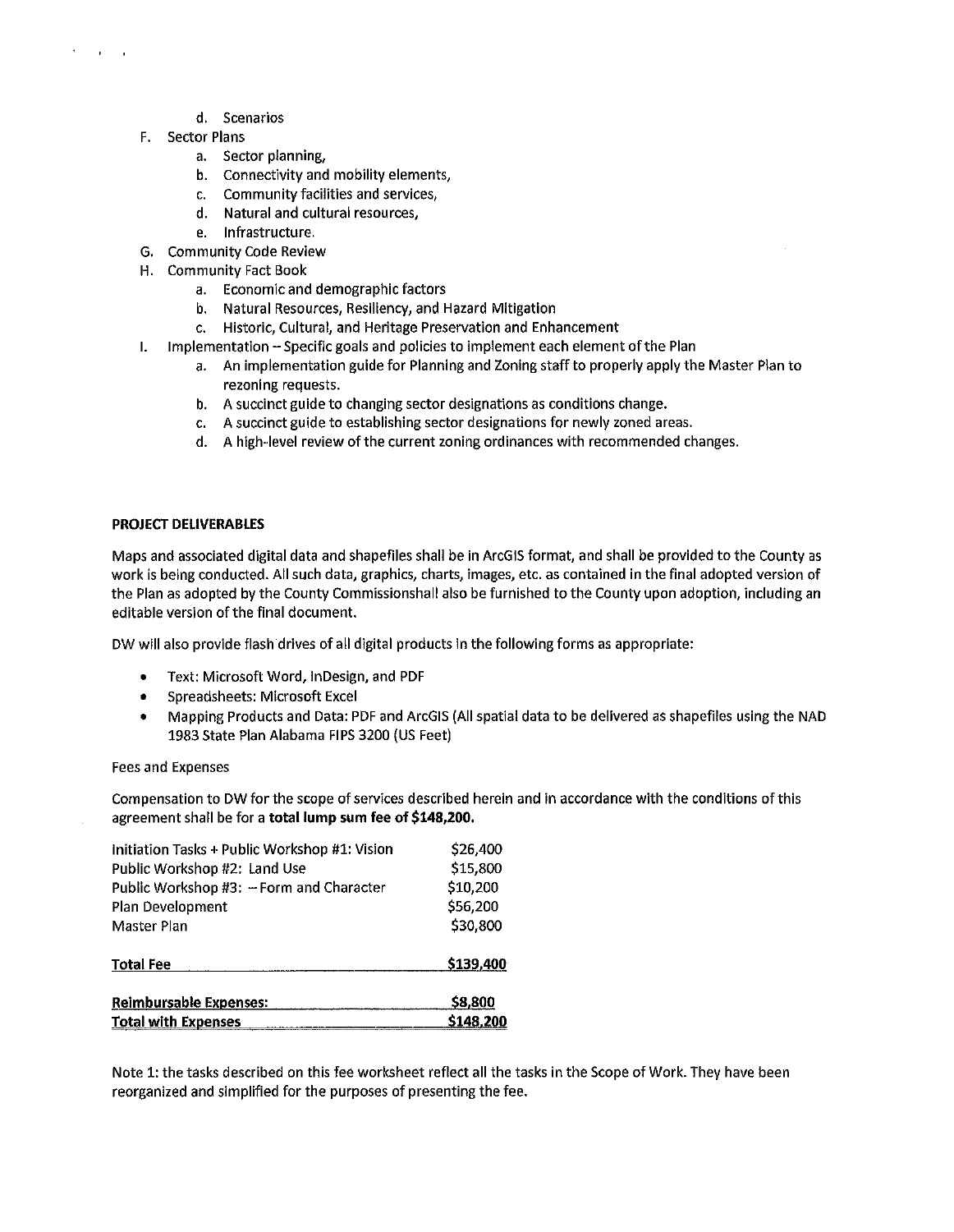d. Scenarios

F. Sector Plans
    a. Sector planning,
    b. Connectivity and mobility elements,
    c. Community facilities and services,
    d. Natural and cultural resources,
    e. Infrastructure.

G. Community Code Review

H. Community Fact Book
    a. Economic and demographic factors
    b. Natural Resources, Resiliency, and Hazard Mitigation
    c. Historic, Cultural, and Heritage Preservation and Enhancement

I. Implementation – Specific goals and policies to implement each element of the Plan
    a. An implementation guide for Planning and Zoning staff to properly apply the Master Plan to rezoning requests.
    b. A succinct guide to changing sector designations as conditions change.
    c. A succinct guide to establishing sector designations for newly zoned areas.
    d. A high-level review of the current zoning ordinances with recommended changes.

**PROJECT DELIVERABLES**

Maps and associated digital data and shapefiles shall be in ArcGIS format, and shall be provided to the County as work is being conducted. All such data, graphics, charts, images, etc. as contained in the final adopted version of the Plan as adopted by the County Commissionshall also be furnished to the County upon adoption, including an editable version of the final document.

DW will also provide flash drives of all digital products in the following forms as appropriate:

- Text: Microsoft Word, InDesign, and PDF
- Spreadsheets: Microsoft Excel
- Mapping Products and Data: PDF and ArcGIS (All spatial data to be delivered as shapefiles using the NAD 1983 State Plan Alabama FIPS 3200 (US Feet)

Fees and Expenses

Compensation to DW for the scope of services described herein and in accordance with the conditions of this agreement shall be for a **total lump sum fee of $148,200.**

| Task | Fee |
|---|---|
| Initiation Tasks + Public Workshop #1: Vision | $26,400 |
| Public Workshop #2: Land Use | $15,800 |
| Public Workshop #3: – Form and Character | $10,200 |
| Plan Development | $56,200 |
| Master Plan | $30,800 |
| **Total Fee** | **$139,400** |
| **Reimbursable Expenses:** | **$8,800** |
| **Total with Expenses** | **$148,200** |

Note 1: the tasks described on this fee worksheet reflect all the tasks in the Scope of Work. They have been reorganized and simplified for the purposes of presenting the fee.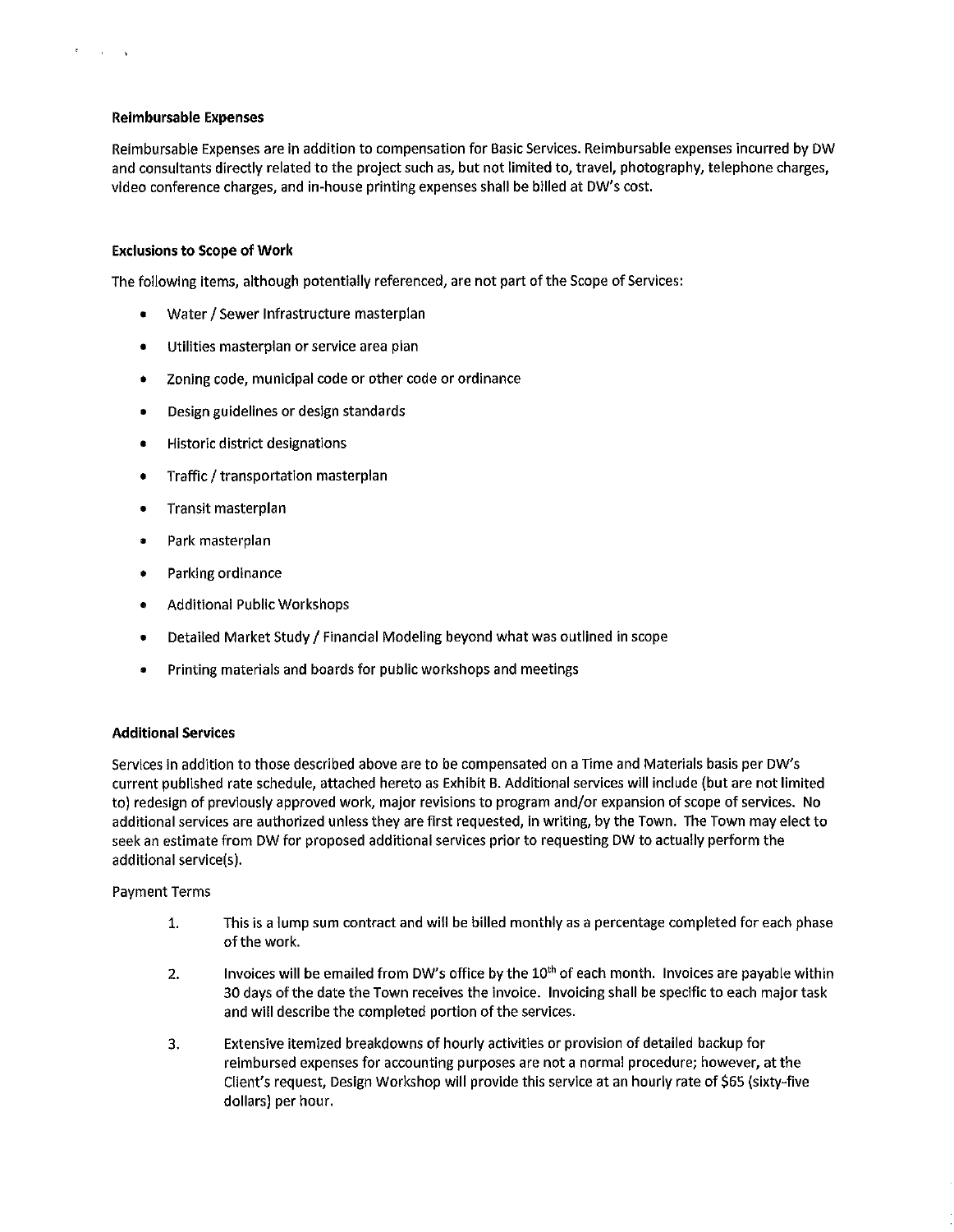### Reimbursable Expenses

Reimbursable Expenses are in addition to compensation for Basic Services. Reimbursable expenses incurred by DW and consultants directly related to the project such as, but not limited to, travel, photography, telephone charges, video conference charges, and in-house printing expenses shall be billed at DW's cost.

### Exclusions to Scope of Work

The following items, although potentially referenced, are not part of the Scope of Services:

- Water / Sewer Infrastructure masterplan
- Utilities masterplan or service area plan
- Zoning code, municipal code or other code or ordinance
- Design guidelines or design standards
- Historic district designations
- Traffic / transportation masterplan
- Transit masterplan
- Park masterplan
- Parking ordinance
- Additional Public Workshops
- Detailed Market Study / Financial Modeling beyond what was outlined in scope
- Printing materials and boards for public workshops and meetings

### Additional Services

Services in addition to those described above are to be compensated on a Time and Materials basis per DW's current published rate schedule, attached hereto as Exhibit B. Additional services will include (but are not limited to) redesign of previously approved work, major revisions to program and/or expansion of scope of services. No additional services are authorized unless they are first requested, in writing, by the Town. The Town may elect to seek an estimate from DW for proposed additional services prior to requesting DW to actually perform the additional service(s).

Payment Terms

1. This is a lump sum contract and will be billed monthly as a percentage completed for each phase of the work.
2. Invoices will be emailed from DW's office by the 10th of each month. Invoices are payable within 30 days of the date the Town receives the invoice. Invoicing shall be specific to each major task and will describe the completed portion of the services.
3. Extensive itemized breakdowns of hourly activities or provision of detailed backup for reimbursed expenses for accounting purposes are not a normal procedure; however, at the Client's request, Design Workshop will provide this service at an hourly rate of $65 (sixty-five dollars) per hour.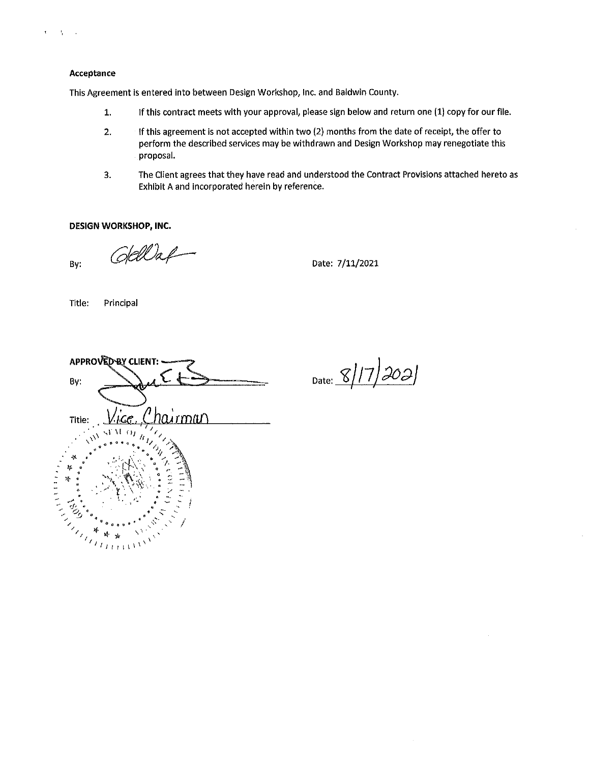**Acceptance**

This Agreement is entered into between Design Workshop, Inc. and Baldwin County.

1. If this contract meets with your approval, please sign below and return one (1) copy for our file.
2. If this agreement is not accepted within two (2) months from the date of receipt, the offer to perform the described services may be withdrawn and Design Workshop may renegotiate this proposal.
3. The Client agrees that they have read and understood the Contract Provisions attached hereto as Exhibit A and incorporated herein by reference.

**DESIGN WORKSHOP, INC.**

By: [signature] Date: 7/11/2021

Title: Principal

**APPROVED BY CLIENT:**

By: [signature] Date: 8/17/2021

Title: Vice Chairman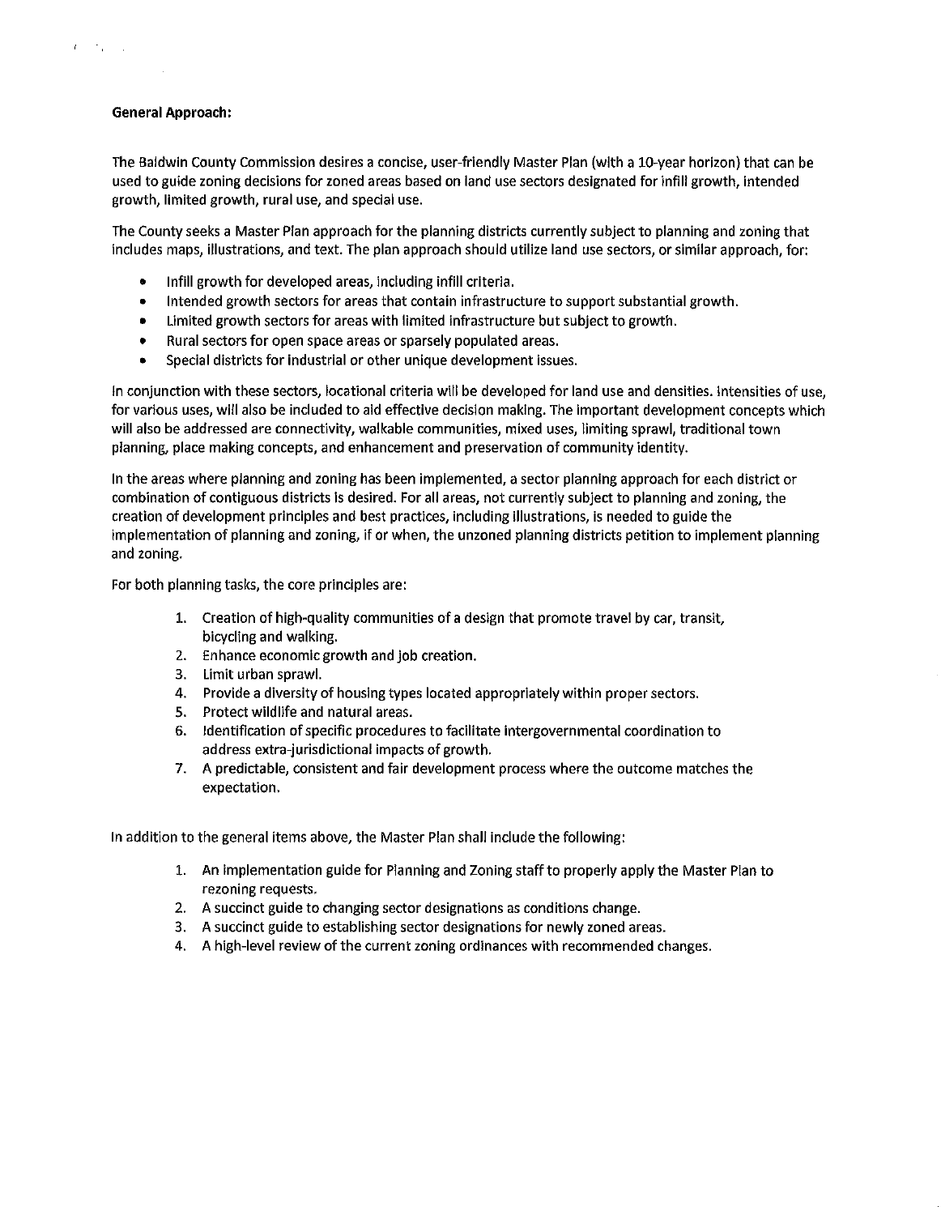**General Approach:**

The Baldwin County Commission desires a concise, user-friendly Master Plan (with a 10-year horizon) that can be used to guide zoning decisions for zoned areas based on land use sectors designated for infill growth, intended growth, limited growth, rural use, and special use.

The County seeks a Master Plan approach for the planning districts currently subject to planning and zoning that includes maps, illustrations, and text. The plan approach should utilize land use sectors, or similar approach, for:

- Infill growth for developed areas, including infill criteria.
- Intended growth sectors for areas that contain infrastructure to support substantial growth.
- Limited growth sectors for areas with limited infrastructure but subject to growth.
- Rural sectors for open space areas or sparsely populated areas.
- Special districts for industrial or other unique development issues.

In conjunction with these sectors, locational criteria will be developed for land use and densities. Intensities of use, for various uses, will also be included to aid effective decision making. The important development concepts which will also be addressed are connectivity, walkable communities, mixed uses, limiting sprawl, traditional town planning, place making concepts, and enhancement and preservation of community identity.

In the areas where planning and zoning has been implemented, a sector planning approach for each district or combination of contiguous districts is desired. For all areas, not currently subject to planning and zoning, the creation of development principles and best practices, including illustrations, is needed to guide the implementation of planning and zoning, if or when, the unzoned planning districts petition to implement planning and zoning.

For both planning tasks, the core principles are:

1. Creation of high-quality communities of a design that promote travel by car, transit, bicycling and walking.
2. Enhance economic growth and job creation.
3. Limit urban sprawl.
4. Provide a diversity of housing types located appropriately within proper sectors.
5. Protect wildlife and natural areas.
6. Identification of specific procedures to facilitate intergovernmental coordination to address extra-jurisdictional impacts of growth.
7. A predictable, consistent and fair development process where the outcome matches the expectation.

In addition to the general items above, the Master Plan shall include the following:

1. An implementation guide for Planning and Zoning staff to properly apply the Master Plan to rezoning requests.
2. A succinct guide to changing sector designations as conditions change.
3. A succinct guide to establishing sector designations for newly zoned areas.
4. A high-level review of the current zoning ordinances with recommended changes.